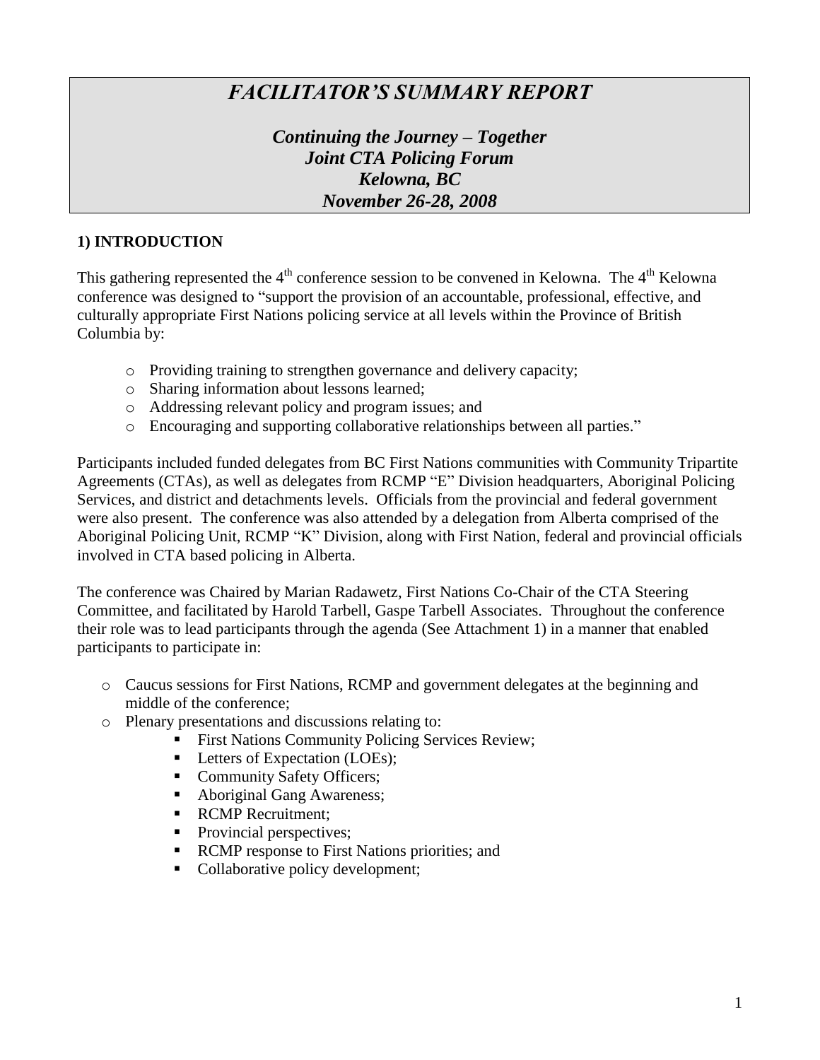# *FACILITATOR'S SUMMARY REPORT*

## *Continuing the Journey – Together*
## *Joint CTA Policing Forum*
## *Kelowna, BC*
## *November 26-28, 2008*

### 1) INTRODUCTION

This gathering represented the 4th conference session to be convened in Kelowna. The 4th Kelowna conference was designed to "support the provision of an accountable, professional, effective, and culturally appropriate First Nations policing service at all levels within the Province of British Columbia by:

- Providing training to strengthen governance and delivery capacity;
- Sharing information about lessons learned;
- Addressing relevant policy and program issues; and
- Encouraging and supporting collaborative relationships between all parties."

Participants included funded delegates from BC First Nations communities with Community Tripartite Agreements (CTAs), as well as delegates from RCMP "E" Division headquarters, Aboriginal Policing Services, and district and detachments levels. Officials from the provincial and federal government were also present. The conference was also attended by a delegation from Alberta comprised of the Aboriginal Policing Unit, RCMP "K" Division, along with First Nation, federal and provincial officials involved in CTA based policing in Alberta.

The conference was Chaired by Marian Radawetz, First Nations Co-Chair of the CTA Steering Committee, and facilitated by Harold Tarbell, Gaspe Tarbell Associates. Throughout the conference their role was to lead participants through the agenda (See Attachment 1) in a manner that enabled participants to participate in:

- Caucus sessions for First Nations, RCMP and government delegates at the beginning and middle of the conference;
- Plenary presentations and discussions relating to:
  - First Nations Community Policing Services Review;
  - Letters of Expectation (LOEs);
  - Community Safety Officers;
  - Aboriginal Gang Awareness;
  - RCMP Recruitment;
  - Provincial perspectives;
  - RCMP response to First Nations priorities; and
  - Collaborative policy development;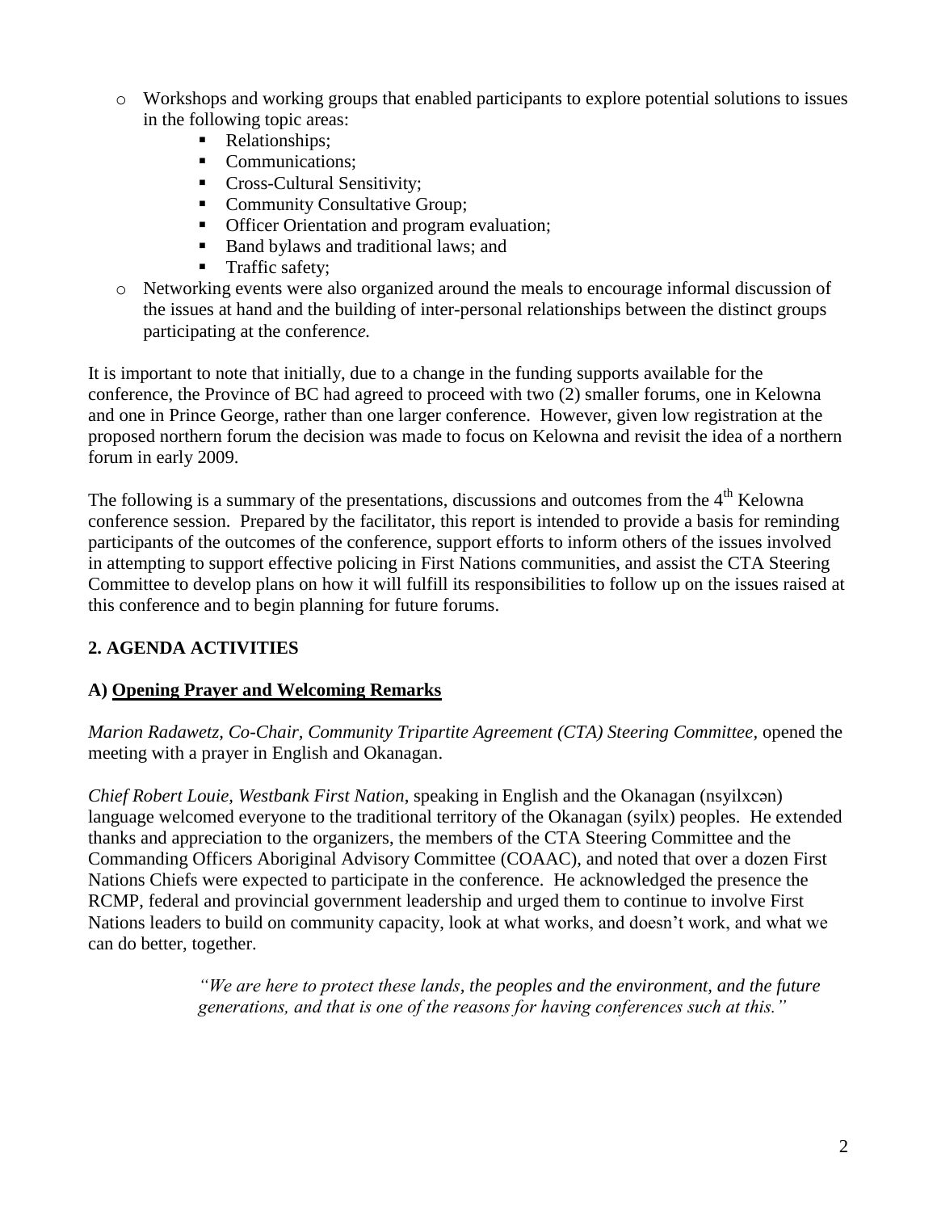- Workshops and working groups that enabled participants to explore potential solutions to issues in the following topic areas:
  - Relationships;
  - Communications;
  - Cross-Cultural Sensitivity;
  - Community Consultative Group;
  - Officer Orientation and program evaluation;
  - Band bylaws and traditional laws; and
  - Traffic safety;
- Networking events were also organized around the meals to encourage informal discussion of the issues at hand and the building of inter-personal relationships between the distinct groups participating at the conferenc*e.*

It is important to note that initially, due to a change in the funding supports available for the conference, the Province of BC had agreed to proceed with two (2) smaller forums, one in Kelowna and one in Prince George, rather than one larger conference. However, given low registration at the proposed northern forum the decision was made to focus on Kelowna and revisit the idea of a northern forum in early 2009.

The following is a summary of the presentations, discussions and outcomes from the 4th Kelowna conference session. Prepared by the facilitator, this report is intended to provide a basis for reminding participants of the outcomes of the conference, support efforts to inform others of the issues involved in attempting to support effective policing in First Nations communities, and assist the CTA Steering Committee to develop plans on how it will fulfill its responsibilities to follow up on the issues raised at this conference and to begin planning for future forums.

## 2. AGENDA ACTIVITIES

### A) Opening Prayer and Welcoming Remarks

*Marion Radawetz, Co-Chair, Community Tripartite Agreement (CTA) Steering Committee,* opened the meeting with a prayer in English and Okanagan.

*Chief Robert Louie, Westbank First Nation*, speaking in English and the Okanagan (nsyilxcən) language welcomed everyone to the traditional territory of the Okanagan (syilx) peoples. He extended thanks and appreciation to the organizers, the members of the CTA Steering Committee and the Commanding Officers Aboriginal Advisory Committee (COAAC), and noted that over a dozen First Nations Chiefs were expected to participate in the conference. He acknowledged the presence the RCMP, federal and provincial government leadership and urged them to continue to involve First Nations leaders to build on community capacity, look at what works, and doesn't work, and what we can do better, together.

> *"We are here to protect these lands, the peoples and the environment, and the future generations, and that is one of the reasons for having conferences such at this."*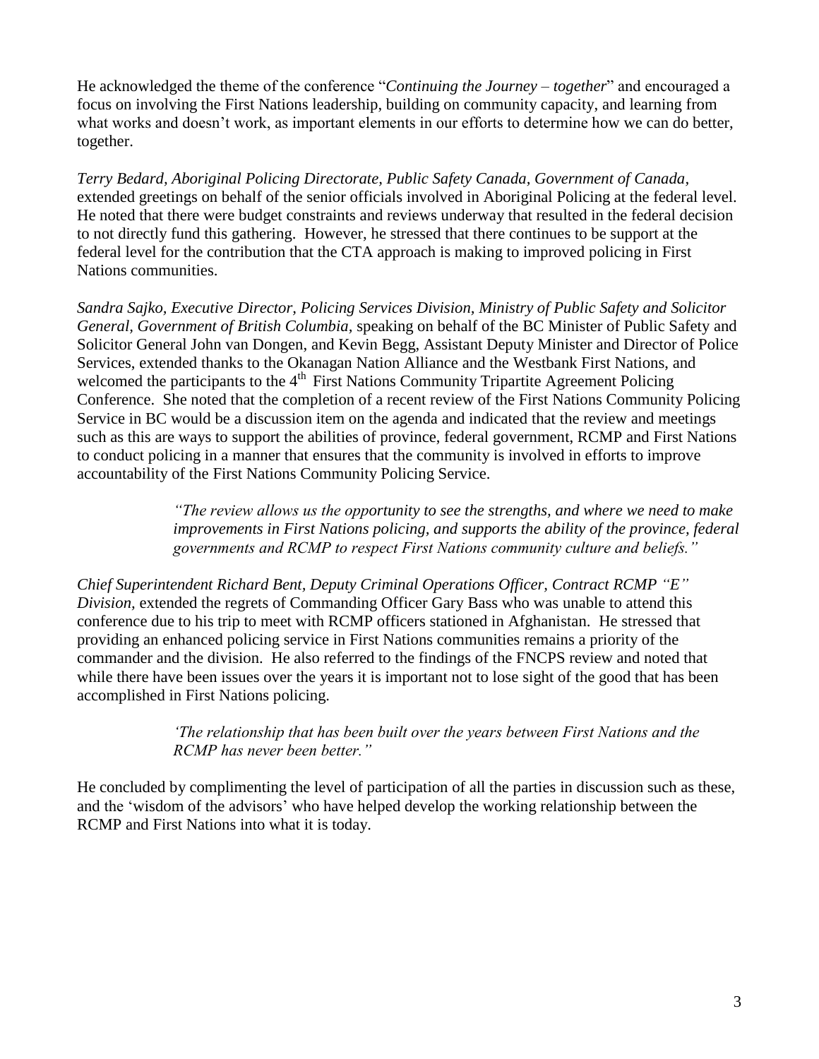He acknowledged the theme of the conference "*Continuing the Journey – together*" and encouraged a focus on involving the First Nations leadership, building on community capacity, and learning from what works and doesn't work, as important elements in our efforts to determine how we can do better, together.

*Terry Bedard, Aboriginal Policing Directorate, Public Safety Canada, Government of Canada*, extended greetings on behalf of the senior officials involved in Aboriginal Policing at the federal level. He noted that there were budget constraints and reviews underway that resulted in the federal decision to not directly fund this gathering. However, he stressed that there continues to be support at the federal level for the contribution that the CTA approach is making to improved policing in First Nations communities.

*Sandra Sajko, Executive Director, Policing Services Division, Ministry of Public Safety and Solicitor General, Government of British Columbia,* speaking on behalf of the BC Minister of Public Safety and Solicitor General John van Dongen, and Kevin Begg, Assistant Deputy Minister and Director of Police Services, extended thanks to the Okanagan Nation Alliance and the Westbank First Nations, and welcomed the participants to the 4th First Nations Community Tripartite Agreement Policing Conference. She noted that the completion of a recent review of the First Nations Community Policing Service in BC would be a discussion item on the agenda and indicated that the review and meetings such as this are ways to support the abilities of province, federal government, RCMP and First Nations to conduct policing in a manner that ensures that the community is involved in efforts to improve accountability of the First Nations Community Policing Service.

> *"The review allows us the opportunity to see the strengths, and where we need to make improvements in First Nations policing, and supports the ability of the province, federal governments and RCMP to respect First Nations community culture and beliefs."*

*Chief Superintendent Richard Bent, Deputy Criminal Operations Officer, Contract RCMP "E" Division,* extended the regrets of Commanding Officer Gary Bass who was unable to attend this conference due to his trip to meet with RCMP officers stationed in Afghanistan. He stressed that providing an enhanced policing service in First Nations communities remains a priority of the commander and the division. He also referred to the findings of the FNCPS review and noted that while there have been issues over the years it is important not to lose sight of the good that has been accomplished in First Nations policing.

> *'The relationship that has been built over the years between First Nations and the RCMP has never been better."*

He concluded by complimenting the level of participation of all the parties in discussion such as these, and the 'wisdom of the advisors' who have helped develop the working relationship between the RCMP and First Nations into what it is today.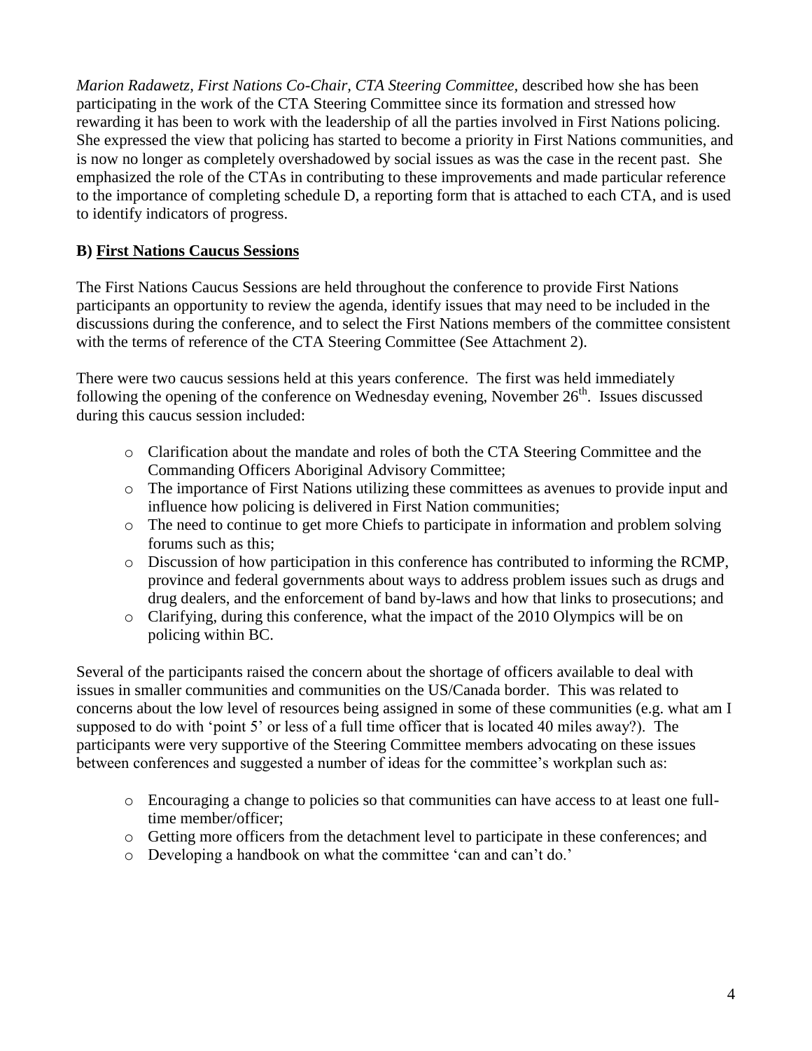*Marion Radawetz, First Nations Co-Chair, CTA Steering Committee,* described how she has been participating in the work of the CTA Steering Committee since its formation and stressed how rewarding it has been to work with the leadership of all the parties involved in First Nations policing. She expressed the view that policing has started to become a priority in First Nations communities, and is now no longer as completely overshadowed by social issues as was the case in the recent past. She emphasized the role of the CTAs in contributing to these improvements and made particular reference to the importance of completing schedule D, a reporting form that is attached to each CTA, and is used to identify indicators of progress.

### B) First Nations Caucus Sessions

The First Nations Caucus Sessions are held throughout the conference to provide First Nations participants an opportunity to review the agenda, identify issues that may need to be included in the discussions during the conference, and to select the First Nations members of the committee consistent with the terms of reference of the CTA Steering Committee (See Attachment 2).

There were two caucus sessions held at this years conference. The first was held immediately following the opening of the conference on Wednesday evening, November 26th. Issues discussed during this caucus session included:

- Clarification about the mandate and roles of both the CTA Steering Committee and the Commanding Officers Aboriginal Advisory Committee;
- The importance of First Nations utilizing these committees as avenues to provide input and influence how policing is delivered in First Nation communities;
- The need to continue to get more Chiefs to participate in information and problem solving forums such as this;
- Discussion of how participation in this conference has contributed to informing the RCMP, province and federal governments about ways to address problem issues such as drugs and drug dealers, and the enforcement of band by-laws and how that links to prosecutions; and
- Clarifying, during this conference, what the impact of the 2010 Olympics will be on policing within BC.

Several of the participants raised the concern about the shortage of officers available to deal with issues in smaller communities and communities on the US/Canada border. This was related to concerns about the low level of resources being assigned in some of these communities (e.g. what am I supposed to do with 'point 5' or less of a full time officer that is located 40 miles away?). The participants were very supportive of the Steering Committee members advocating on these issues between conferences and suggested a number of ideas for the committee's workplan such as:

- Encouraging a change to policies so that communities can have access to at least one full-time member/officer;
- Getting more officers from the detachment level to participate in these conferences; and
- Developing a handbook on what the committee 'can and can't do.'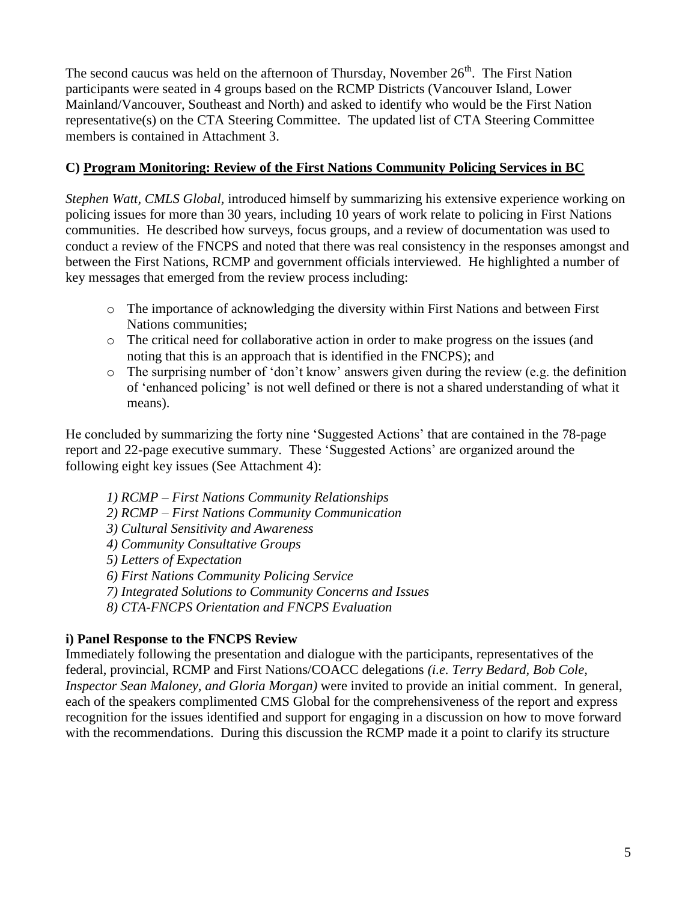The second caucus was held on the afternoon of Thursday, November 26th. The First Nation participants were seated in 4 groups based on the RCMP Districts (Vancouver Island, Lower Mainland/Vancouver, Southeast and North) and asked to identify who would be the First Nation representative(s) on the CTA Steering Committee. The updated list of CTA Steering Committee members is contained in Attachment 3.

### C) Program Monitoring: Review of the First Nations Community Policing Services in BC

*Stephen Watt, CMLS Global,* introduced himself by summarizing his extensive experience working on policing issues for more than 30 years, including 10 years of work relate to policing in First Nations communities. He described how surveys, focus groups, and a review of documentation was used to conduct a review of the FNCPS and noted that there was real consistency in the responses amongst and between the First Nations, RCMP and government officials interviewed. He highlighted a number of key messages that emerged from the review process including:

- The importance of acknowledging the diversity within First Nations and between First Nations communities;
- The critical need for collaborative action in order to make progress on the issues (and noting that this is an approach that is identified in the FNCPS); and
- The surprising number of 'don't know' answers given during the review (e.g. the definition of 'enhanced policing' is not well defined or there is not a shared understanding of what it means).

He concluded by summarizing the forty nine 'Suggested Actions' that are contained in the 78-page report and 22-page executive summary. These 'Suggested Actions' are organized around the following eight key issues (See Attachment 4):

*1) RCMP – First Nations Community Relationships*
*2) RCMP – First Nations Community Communication*
*3) Cultural Sensitivity and Awareness*
*4) Community Consultative Groups*
*5) Letters of Expectation*
*6) First Nations Community Policing Service*
*7) Integrated Solutions to Community Concerns and Issues*
*8) CTA-FNCPS Orientation and FNCPS Evaluation*

#### i) Panel Response to the FNCPS Review

Immediately following the presentation and dialogue with the participants, representatives of the federal, provincial, RCMP and First Nations/COACC delegations *(i.e. Terry Bedard, Bob Cole, Inspector Sean Maloney, and Gloria Morgan)* were invited to provide an initial comment. In general, each of the speakers complimented CMS Global for the comprehensiveness of the report and express recognition for the issues identified and support for engaging in a discussion on how to move forward with the recommendations. During this discussion the RCMP made it a point to clarify its structure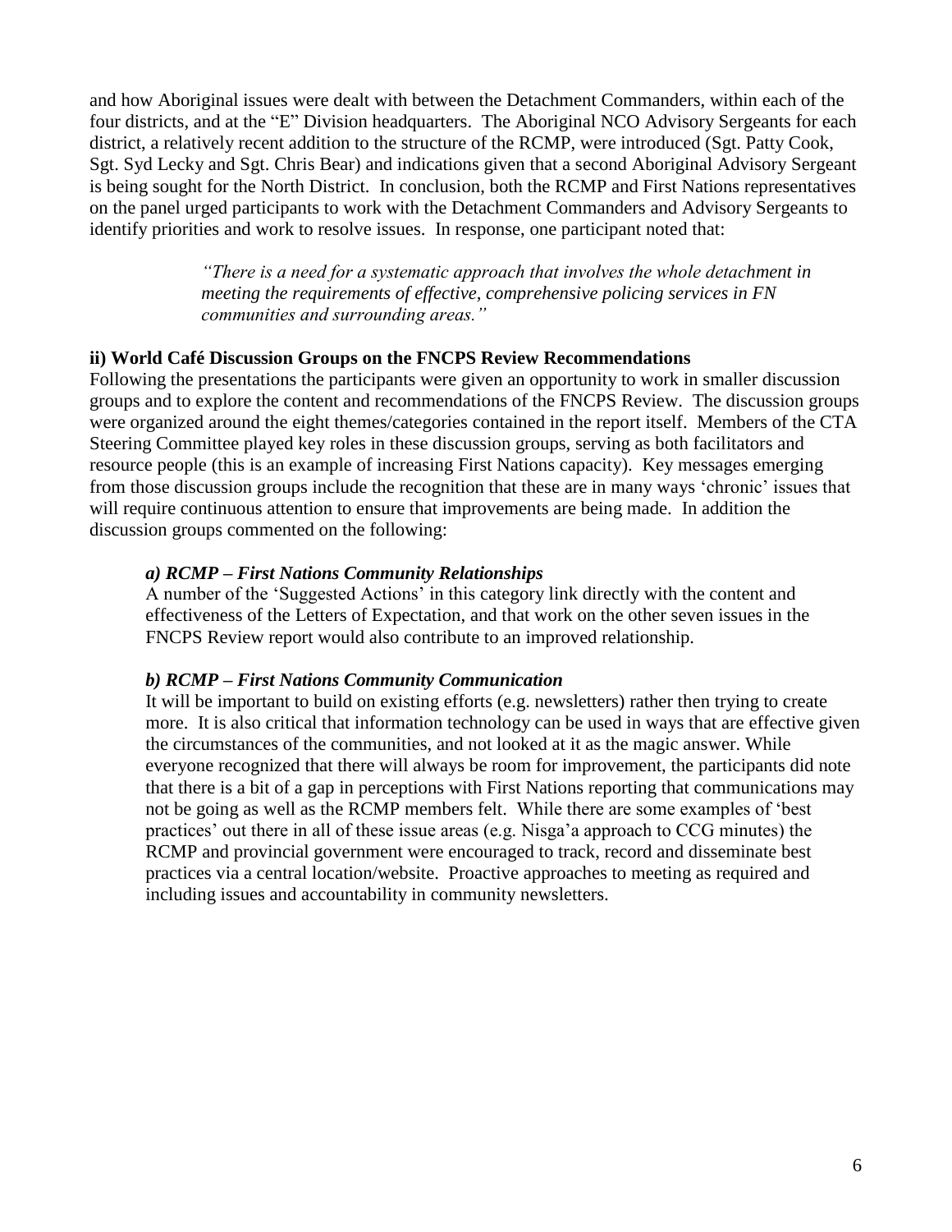and how Aboriginal issues were dealt with between the Detachment Commanders, within each of the four districts, and at the "E" Division headquarters. The Aboriginal NCO Advisory Sergeants for each district, a relatively recent addition to the structure of the RCMP, were introduced (Sgt. Patty Cook, Sgt. Syd Lecky and Sgt. Chris Bear) and indications given that a second Aboriginal Advisory Sergeant is being sought for the North District. In conclusion, both the RCMP and First Nations representatives on the panel urged participants to work with the Detachment Commanders and Advisory Sergeants to identify priorities and work to resolve issues. In response, one participant noted that:

> *"There is a need for a systematic approach that involves the whole detachment in meeting the requirements of effective, comprehensive policing services in FN communities and surrounding areas."*

**ii) World Café Discussion Groups on the FNCPS Review Recommendations**

Following the presentations the participants were given an opportunity to work in smaller discussion groups and to explore the content and recommendations of the FNCPS Review. The discussion groups were organized around the eight themes/categories contained in the report itself. Members of the CTA Steering Committee played key roles in these discussion groups, serving as both facilitators and resource people (this is an example of increasing First Nations capacity). Key messages emerging from those discussion groups include the recognition that these are in many ways 'chronic' issues that will require continuous attention to ensure that improvements are being made. In addition the discussion groups commented on the following:

***a) RCMP – First Nations Community Relationships***

A number of the 'Suggested Actions' in this category link directly with the content and effectiveness of the Letters of Expectation, and that work on the other seven issues in the FNCPS Review report would also contribute to an improved relationship.

***b) RCMP – First Nations Community Communication***

It will be important to build on existing efforts (e.g. newsletters) rather then trying to create more. It is also critical that information technology can be used in ways that are effective given the circumstances of the communities, and not looked at it as the magic answer. While everyone recognized that there will always be room for improvement, the participants did note that there is a bit of a gap in perceptions with First Nations reporting that communications may not be going as well as the RCMP members felt. While there are some examples of 'best practices' out there in all of these issue areas (e.g. Nisga'a approach to CCG minutes) the RCMP and provincial government were encouraged to track, record and disseminate best practices via a central location/website. Proactive approaches to meeting as required and including issues and accountability in community newsletters.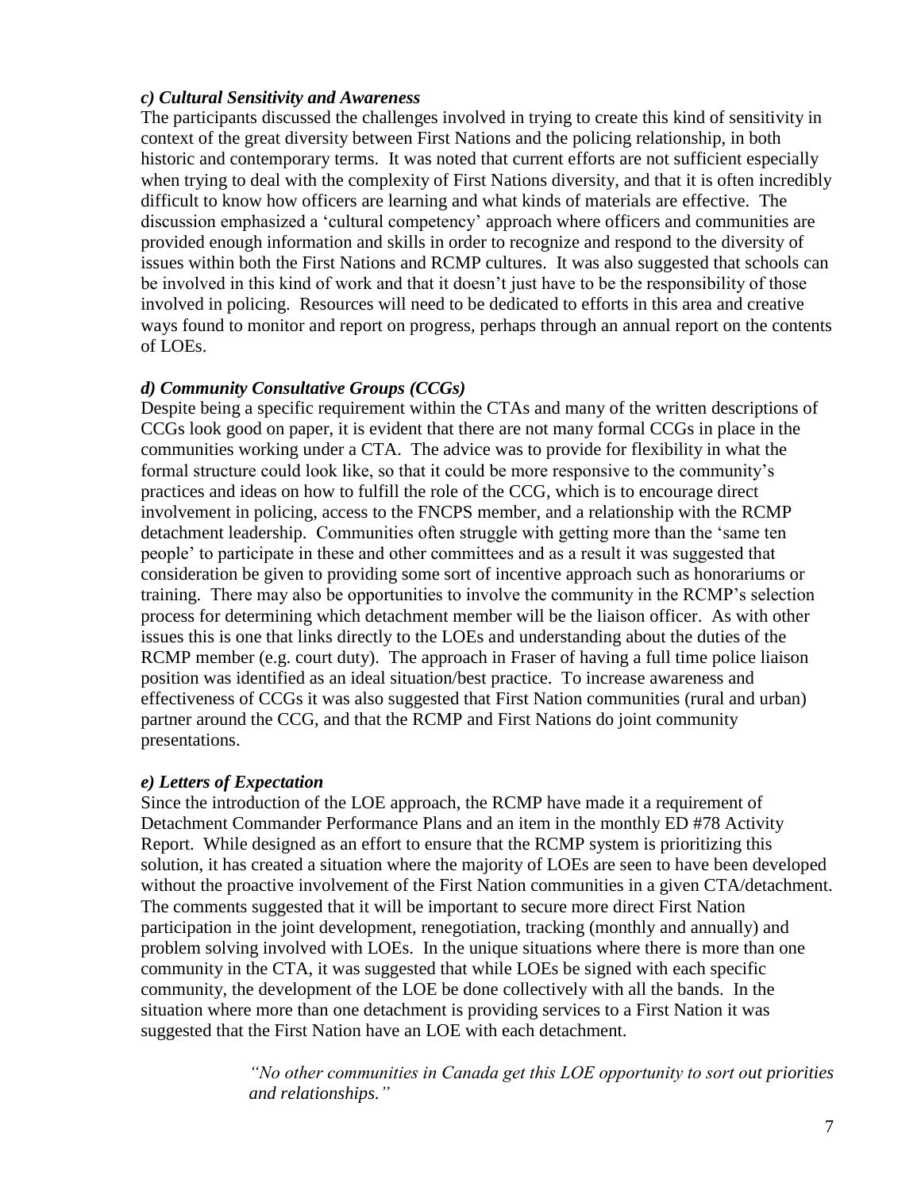### *c) Cultural Sensitivity and Awareness*

The participants discussed the challenges involved in trying to create this kind of sensitivity in context of the great diversity between First Nations and the policing relationship, in both historic and contemporary terms. It was noted that current efforts are not sufficient especially when trying to deal with the complexity of First Nations diversity, and that it is often incredibly difficult to know how officers are learning and what kinds of materials are effective. The discussion emphasized a 'cultural competency' approach where officers and communities are provided enough information and skills in order to recognize and respond to the diversity of issues within both the First Nations and RCMP cultures. It was also suggested that schools can be involved in this kind of work and that it doesn't just have to be the responsibility of those involved in policing. Resources will need to be dedicated to efforts in this area and creative ways found to monitor and report on progress, perhaps through an annual report on the contents of LOEs.

### *d) Community Consultative Groups (CCGs)*

Despite being a specific requirement within the CTAs and many of the written descriptions of CCGs look good on paper, it is evident that there are not many formal CCGs in place in the communities working under a CTA. The advice was to provide for flexibility in what the formal structure could look like, so that it could be more responsive to the community's practices and ideas on how to fulfill the role of the CCG, which is to encourage direct involvement in policing, access to the FNCPS member, and a relationship with the RCMP detachment leadership. Communities often struggle with getting more than the 'same ten people' to participate in these and other committees and as a result it was suggested that consideration be given to providing some sort of incentive approach such as honorariums or training. There may also be opportunities to involve the community in the RCMP's selection process for determining which detachment member will be the liaison officer. As with other issues this is one that links directly to the LOEs and understanding about the duties of the RCMP member (e.g. court duty). The approach in Fraser of having a full time police liaison position was identified as an ideal situation/best practice. To increase awareness and effectiveness of CCGs it was also suggested that First Nation communities (rural and urban) partner around the CCG, and that the RCMP and First Nations do joint community presentations.

### *e) Letters of Expectation*

Since the introduction of the LOE approach, the RCMP have made it a requirement of Detachment Commander Performance Plans and an item in the monthly ED #78 Activity Report. While designed as an effort to ensure that the RCMP system is prioritizing this solution, it has created a situation where the majority of LOEs are seen to have been developed without the proactive involvement of the First Nation communities in a given CTA/detachment. The comments suggested that it will be important to secure more direct First Nation participation in the joint development, renegotiation, tracking (monthly and annually) and problem solving involved with LOEs. In the unique situations where there is more than one community in the CTA, it was suggested that while LOEs be signed with each specific community, the development of the LOE be done collectively with all the bands. In the situation where more than one detachment is providing services to a First Nation it was suggested that the First Nation have an LOE with each detachment.

> *"No other communities in Canada get this LOE opportunity to sort out priorities and relationships."*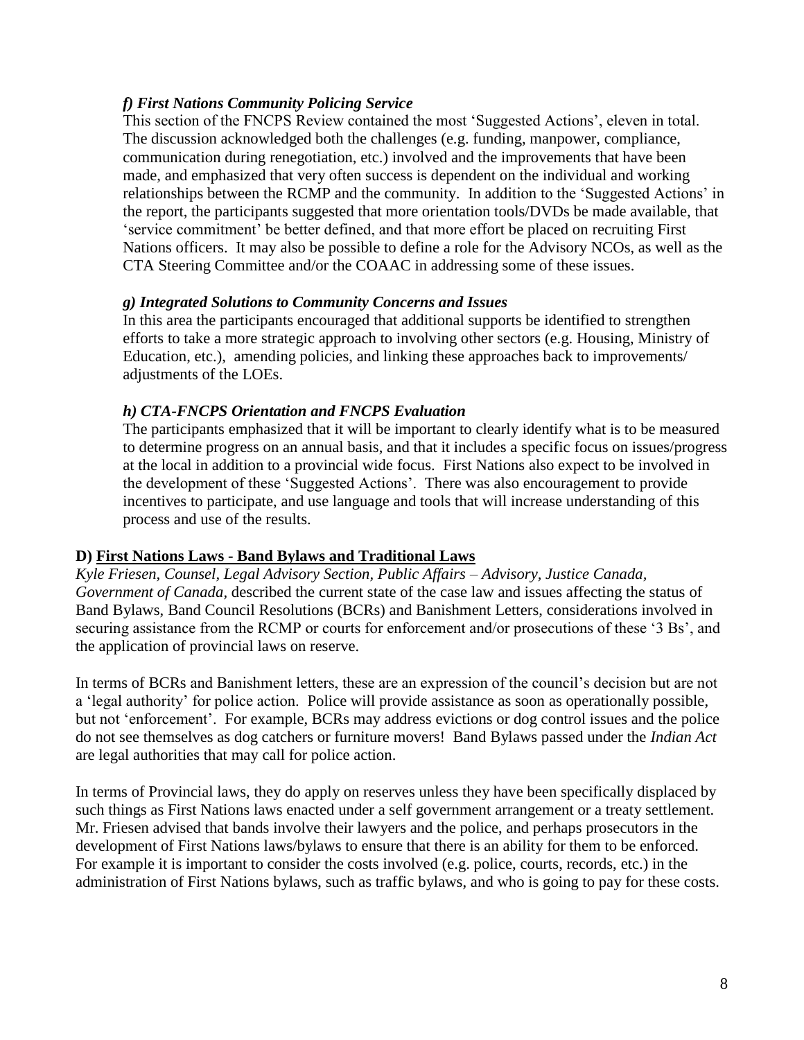### *f) First Nations Community Policing Service*

This section of the FNCPS Review contained the most 'Suggested Actions', eleven in total. The discussion acknowledged both the challenges (e.g. funding, manpower, compliance, communication during renegotiation, etc.) involved and the improvements that have been made, and emphasized that very often success is dependent on the individual and working relationships between the RCMP and the community. In addition to the 'Suggested Actions' in the report, the participants suggested that more orientation tools/DVDs be made available, that 'service commitment' be better defined, and that more effort be placed on recruiting First Nations officers. It may also be possible to define a role for the Advisory NCOs, as well as the CTA Steering Committee and/or the COAAC in addressing some of these issues.

### *g) Integrated Solutions to Community Concerns and Issues*

In this area the participants encouraged that additional supports be identified to strengthen efforts to take a more strategic approach to involving other sectors (e.g. Housing, Ministry of Education, etc.), amending policies, and linking these approaches back to improvements/ adjustments of the LOEs.

### *h) CTA-FNCPS Orientation and FNCPS Evaluation*

The participants emphasized that it will be important to clearly identify what is to be measured to determine progress on an annual basis, and that it includes a specific focus on issues/progress at the local in addition to a provincial wide focus. First Nations also expect to be involved in the development of these 'Suggested Actions'. There was also encouragement to provide incentives to participate, and use language and tools that will increase understanding of this process and use of the results.

## D) First Nations Laws - Band Bylaws and Traditional Laws

*Kyle Friesen, Counsel, Legal Advisory Section, Public Affairs – Advisory, Justice Canada, Government of Canada*, described the current state of the case law and issues affecting the status of Band Bylaws, Band Council Resolutions (BCRs) and Banishment Letters, considerations involved in securing assistance from the RCMP or courts for enforcement and/or prosecutions of these '3 Bs', and the application of provincial laws on reserve.

In terms of BCRs and Banishment letters, these are an expression of the council's decision but are not a 'legal authority' for police action. Police will provide assistance as soon as operationally possible, but not 'enforcement'. For example, BCRs may address evictions or dog control issues and the police do not see themselves as dog catchers or furniture movers! Band Bylaws passed under the *Indian Act* are legal authorities that may call for police action.

In terms of Provincial laws, they do apply on reserves unless they have been specifically displaced by such things as First Nations laws enacted under a self government arrangement or a treaty settlement. Mr. Friesen advised that bands involve their lawyers and the police, and perhaps prosecutors in the development of First Nations laws/bylaws to ensure that there is an ability for them to be enforced. For example it is important to consider the costs involved (e.g. police, courts, records, etc.) in the administration of First Nations bylaws, such as traffic bylaws, and who is going to pay for these costs.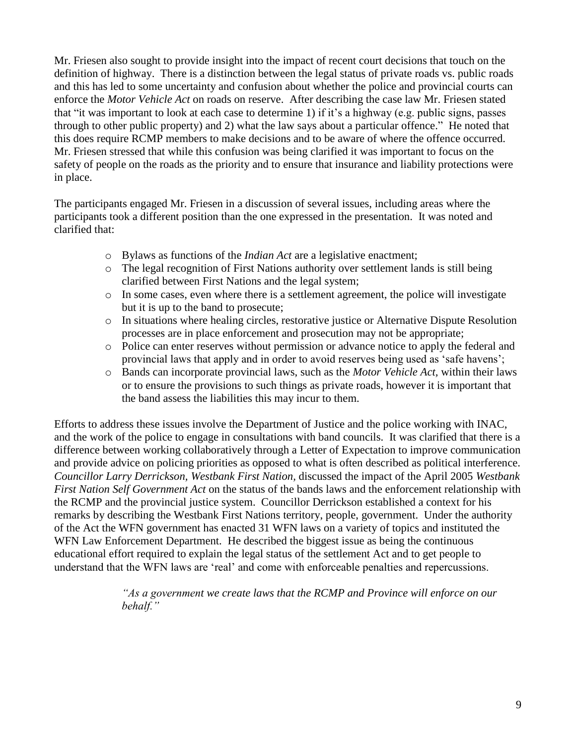Mr. Friesen also sought to provide insight into the impact of recent court decisions that touch on the definition of highway. There is a distinction between the legal status of private roads vs. public roads and this has led to some uncertainty and confusion about whether the police and provincial courts can enforce the *Motor Vehicle Act* on roads on reserve. After describing the case law Mr. Friesen stated that "it was important to look at each case to determine 1) if it's a highway (e.g. public signs, passes through to other public property) and 2) what the law says about a particular offence." He noted that this does require RCMP members to make decisions and to be aware of where the offence occurred. Mr. Friesen stressed that while this confusion was being clarified it was important to focus on the safety of people on the roads as the priority and to ensure that insurance and liability protections were in place.

The participants engaged Mr. Friesen in a discussion of several issues, including areas where the participants took a different position than the one expressed in the presentation. It was noted and clarified that:

- Bylaws as functions of the *Indian Act* are a legislative enactment;
- The legal recognition of First Nations authority over settlement lands is still being clarified between First Nations and the legal system;
- In some cases, even where there is a settlement agreement, the police will investigate but it is up to the band to prosecute;
- In situations where healing circles, restorative justice or Alternative Dispute Resolution processes are in place enforcement and prosecution may not be appropriate;
- Police can enter reserves without permission or advance notice to apply the federal and provincial laws that apply and in order to avoid reserves being used as 'safe havens';
- Bands can incorporate provincial laws, such as the *Motor Vehicle Act*, within their laws or to ensure the provisions to such things as private roads, however it is important that the band assess the liabilities this may incur to them.

Efforts to address these issues involve the Department of Justice and the police working with INAC, and the work of the police to engage in consultations with band councils. It was clarified that there is a difference between working collaboratively through a Letter of Expectation to improve communication and provide advice on policing priorities as opposed to what is often described as political interference. *Councillor Larry Derrickson, Westbank First Nation*, discussed the impact of the April 2005 *Westbank First Nation Self Government Act* on the status of the bands laws and the enforcement relationship with the RCMP and the provincial justice system. Councillor Derrickson established a context for his remarks by describing the Westbank First Nations territory, people, government. Under the authority of the Act the WFN government has enacted 31 WFN laws on a variety of topics and instituted the WFN Law Enforcement Department. He described the biggest issue as being the continuous educational effort required to explain the legal status of the settlement Act and to get people to understand that the WFN laws are 'real' and come with enforceable penalties and repercussions.

> *"As a government we create laws that the RCMP and Province will enforce on our behalf."*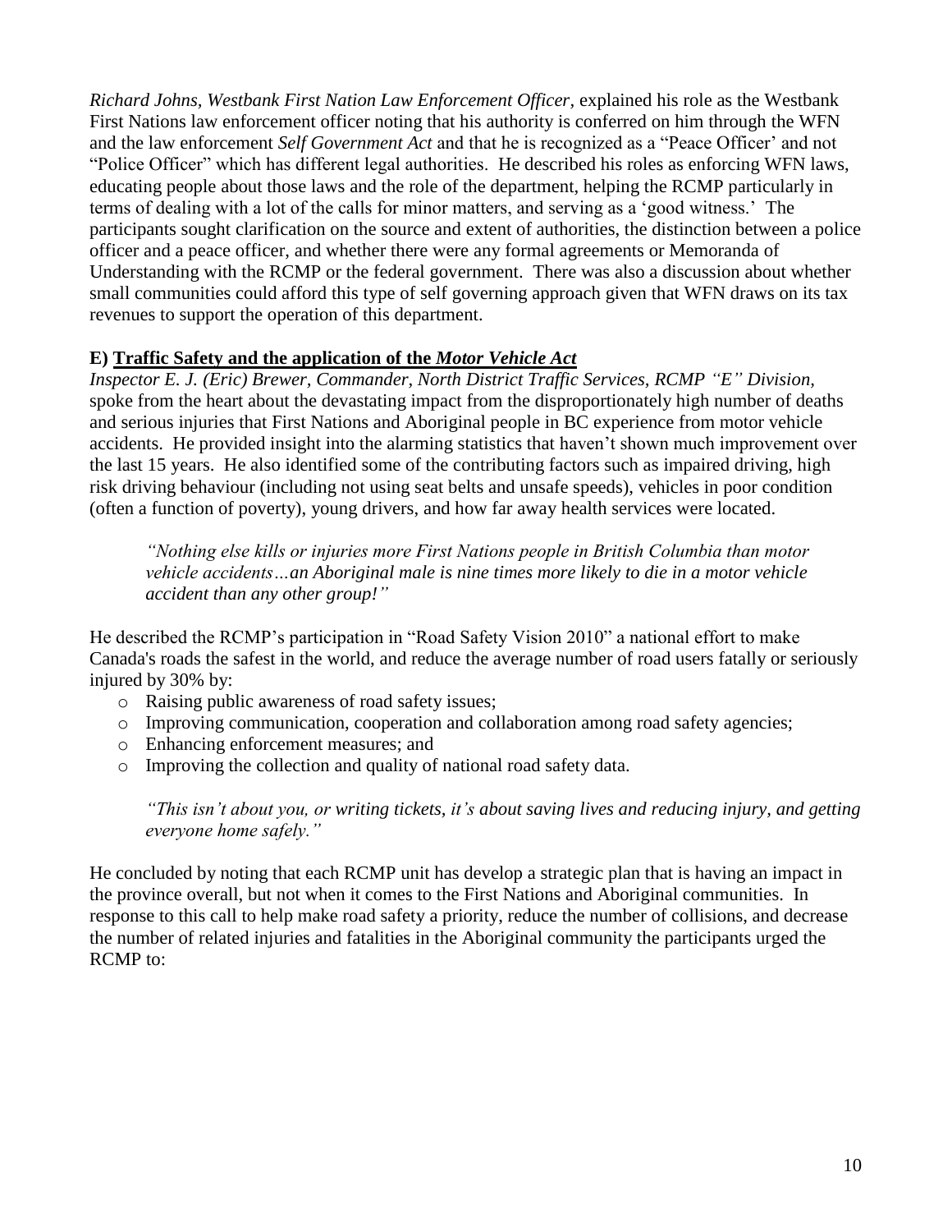*Richard Johns, Westbank First Nation Law Enforcement Officer*, explained his role as the Westbank First Nations law enforcement officer noting that his authority is conferred on him through the WFN and the law enforcement *Self Government Act* and that he is recognized as a "Peace Officer' and not "Police Officer" which has different legal authorities. He described his roles as enforcing WFN laws, educating people about those laws and the role of the department, helping the RCMP particularly in terms of dealing with a lot of the calls for minor matters, and serving as a 'good witness.' The participants sought clarification on the source and extent of authorities, the distinction between a police officer and a peace officer, and whether there were any formal agreements or Memoranda of Understanding with the RCMP or the federal government. There was also a discussion about whether small communities could afford this type of self governing approach given that WFN draws on its tax revenues to support the operation of this department.

**E) Traffic Safety and the application of the *Motor Vehicle Act***

*Inspector E. J. (Eric) Brewer, Commander, North District Traffic Services, RCMP "E" Division*, spoke from the heart about the devastating impact from the disproportionately high number of deaths and serious injuries that First Nations and Aboriginal people in BC experience from motor vehicle accidents. He provided insight into the alarming statistics that haven't shown much improvement over the last 15 years. He also identified some of the contributing factors such as impaired driving, high risk driving behaviour (including not using seat belts and unsafe speeds), vehicles in poor condition (often a function of poverty), young drivers, and how far away health services were located.

> *"Nothing else kills or injuries more First Nations people in British Columbia than motor vehicle accidents…an Aboriginal male is nine times more likely to die in a motor vehicle accident than any other group!"*

He described the RCMP's participation in "Road Safety Vision 2010" a national effort to make Canada's roads the safest in the world, and reduce the average number of road users fatally or seriously injured by 30% by:

- Raising public awareness of road safety issues;
- Improving communication, cooperation and collaboration among road safety agencies;
- Enhancing enforcement measures; and
- Improving the collection and quality of national road safety data.

> *"This isn't about you, or writing tickets, it's about saving lives and reducing injury, and getting everyone home safely."*

He concluded by noting that each RCMP unit has develop a strategic plan that is having an impact in the province overall, but not when it comes to the First Nations and Aboriginal communities. In response to this call to help make road safety a priority, reduce the number of collisions, and decrease the number of related injuries and fatalities in the Aboriginal community the participants urged the RCMP to: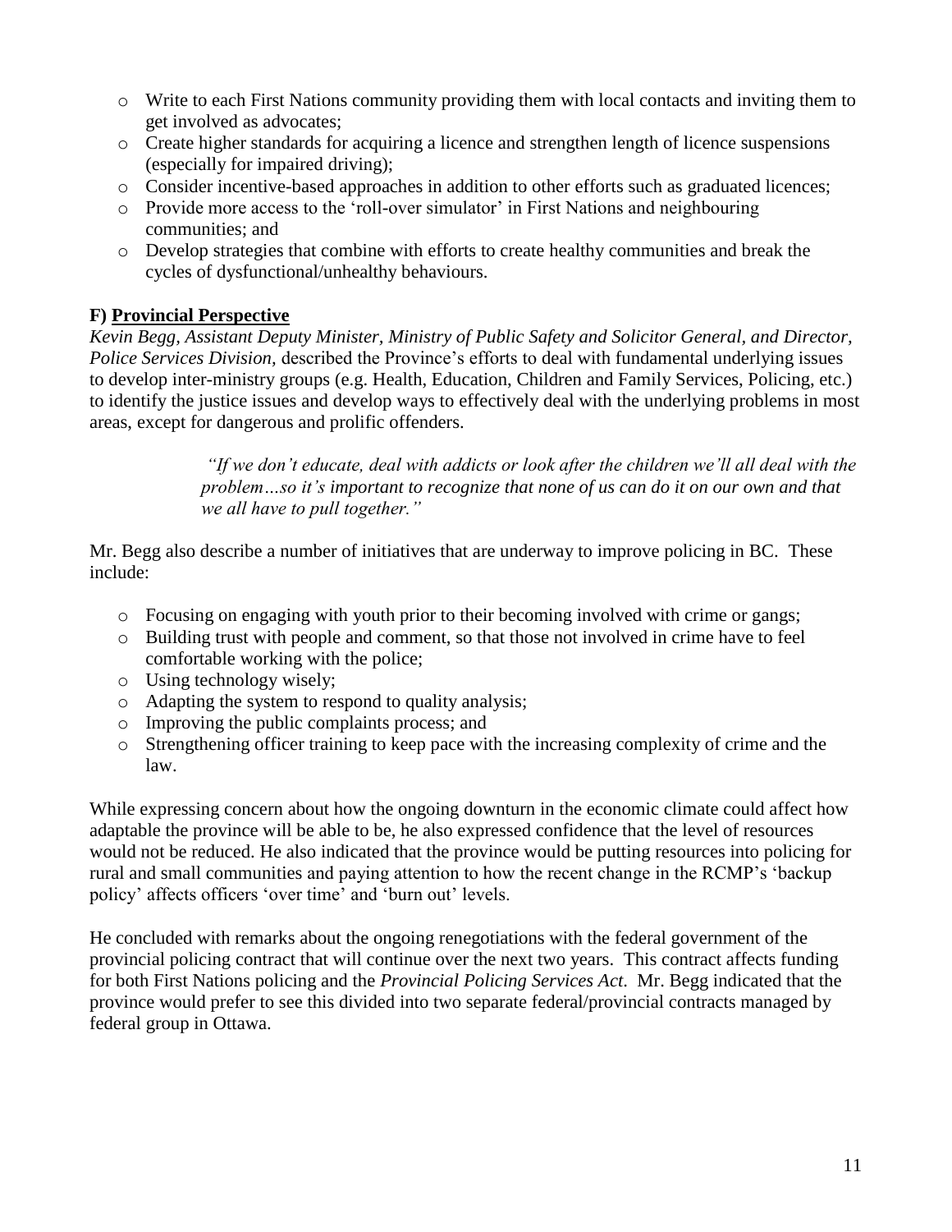- Write to each First Nations community providing them with local contacts and inviting them to get involved as advocates;
- Create higher standards for acquiring a licence and strengthen length of licence suspensions (especially for impaired driving);
- Consider incentive-based approaches in addition to other efforts such as graduated licences;
- Provide more access to the 'roll-over simulator' in First Nations and neighbouring communities; and
- Develop strategies that combine with efforts to create healthy communities and break the cycles of dysfunctional/unhealthy behaviours.

**F) Provincial Perspective**

*Kevin Begg, Assistant Deputy Minister, Ministry of Public Safety and Solicitor General, and Director, Police Services Division,* described the Province's efforts to deal with fundamental underlying issues to develop inter-ministry groups (e.g. Health, Education, Children and Family Services, Policing, etc.) to identify the justice issues and develop ways to effectively deal with the underlying problems in most areas, except for dangerous and prolific offenders.

> *"If we don't educate, deal with addicts or look after the children we'll all deal with the problem…so it's important to recognize that none of us can do it on our own and that we all have to pull together."*

Mr. Begg also describe a number of initiatives that are underway to improve policing in BC. These include:

- Focusing on engaging with youth prior to their becoming involved with crime or gangs;
- Building trust with people and comment, so that those not involved in crime have to feel comfortable working with the police;
- Using technology wisely;
- Adapting the system to respond to quality analysis;
- Improving the public complaints process; and
- Strengthening officer training to keep pace with the increasing complexity of crime and the law.

While expressing concern about how the ongoing downturn in the economic climate could affect how adaptable the province will be able to be, he also expressed confidence that the level of resources would not be reduced. He also indicated that the province would be putting resources into policing for rural and small communities and paying attention to how the recent change in the RCMP's 'backup policy' affects officers 'over time' and 'burn out' levels.

He concluded with remarks about the ongoing renegotiations with the federal government of the provincial policing contract that will continue over the next two years. This contract affects funding for both First Nations policing and the *Provincial Policing Services Act*. Mr. Begg indicated that the province would prefer to see this divided into two separate federal/provincial contracts managed by federal group in Ottawa.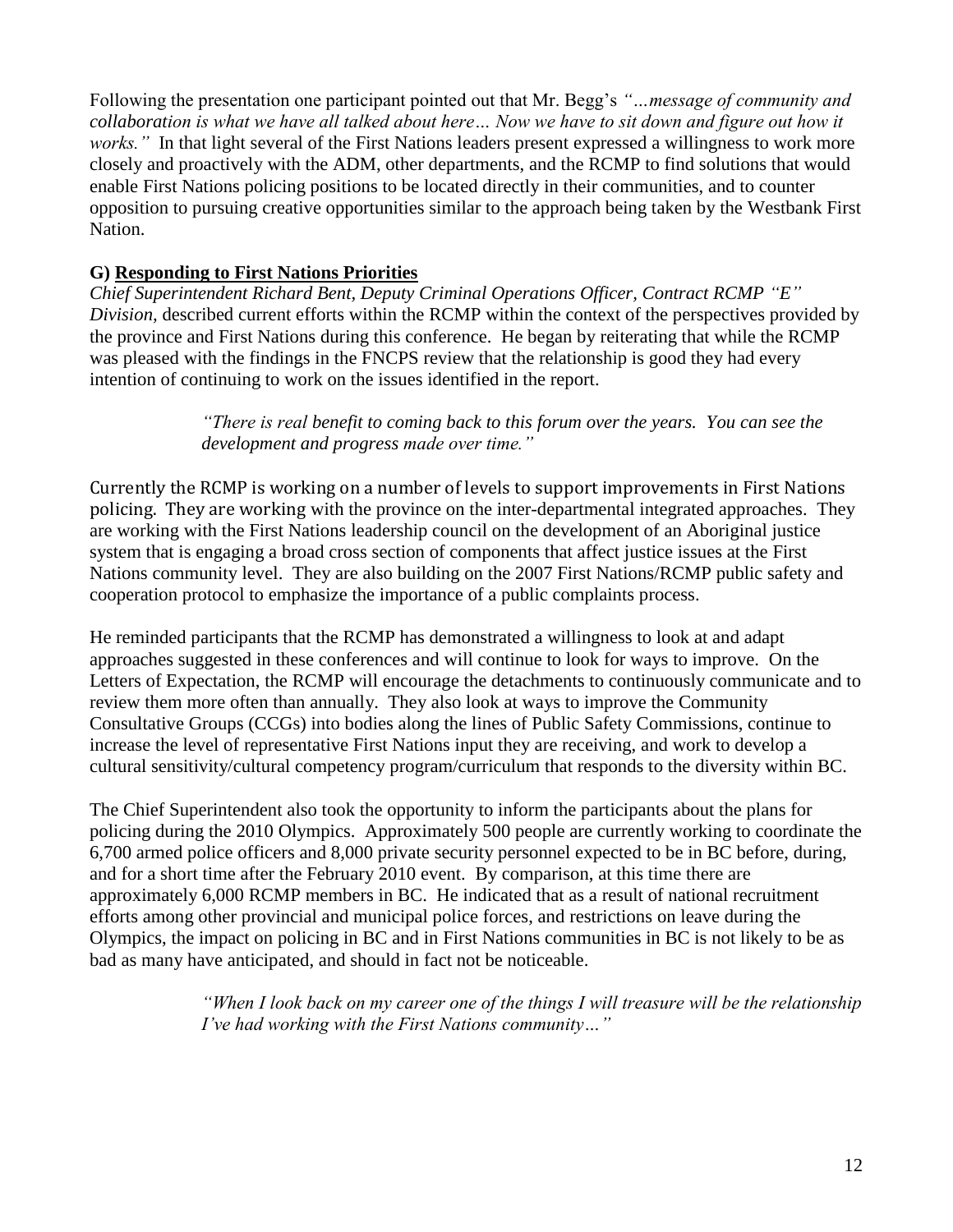Following the presentation one participant pointed out that Mr. Begg's *"…message of community and collaboration is what we have all talked about here… Now we have to sit down and figure out how it works."* In that light several of the First Nations leaders present expressed a willingness to work more closely and proactively with the ADM, other departments, and the RCMP to find solutions that would enable First Nations policing positions to be located directly in their communities, and to counter opposition to pursuing creative opportunities similar to the approach being taken by the Westbank First Nation.

### G) Responding to First Nations Priorities

*Chief Superintendent Richard Bent, Deputy Criminal Operations Officer, Contract RCMP "E" Division,* described current efforts within the RCMP within the context of the perspectives provided by the province and First Nations during this conference. He began by reiterating that while the RCMP was pleased with the findings in the FNCPS review that the relationship is good they had every intention of continuing to work on the issues identified in the report.

> *"There is real benefit to coming back to this forum over the years. You can see the development and progress made over time."*

Currently the RCMP is working on a number of levels to support improvements in First Nations policing. They are working with the province on the inter-departmental integrated approaches. They are working with the First Nations leadership council on the development of an Aboriginal justice system that is engaging a broad cross section of components that affect justice issues at the First Nations community level. They are also building on the 2007 First Nations/RCMP public safety and cooperation protocol to emphasize the importance of a public complaints process.

He reminded participants that the RCMP has demonstrated a willingness to look at and adapt approaches suggested in these conferences and will continue to look for ways to improve. On the Letters of Expectation, the RCMP will encourage the detachments to continuously communicate and to review them more often than annually. They also look at ways to improve the Community Consultative Groups (CCGs) into bodies along the lines of Public Safety Commissions, continue to increase the level of representative First Nations input they are receiving, and work to develop a cultural sensitivity/cultural competency program/curriculum that responds to the diversity within BC.

The Chief Superintendent also took the opportunity to inform the participants about the plans for policing during the 2010 Olympics. Approximately 500 people are currently working to coordinate the 6,700 armed police officers and 8,000 private security personnel expected to be in BC before, during, and for a short time after the February 2010 event. By comparison, at this time there are approximately 6,000 RCMP members in BC. He indicated that as a result of national recruitment efforts among other provincial and municipal police forces, and restrictions on leave during the Olympics, the impact on policing in BC and in First Nations communities in BC is not likely to be as bad as many have anticipated, and should in fact not be noticeable.

> *"When I look back on my career one of the things I will treasure will be the relationship I've had working with the First Nations community…"*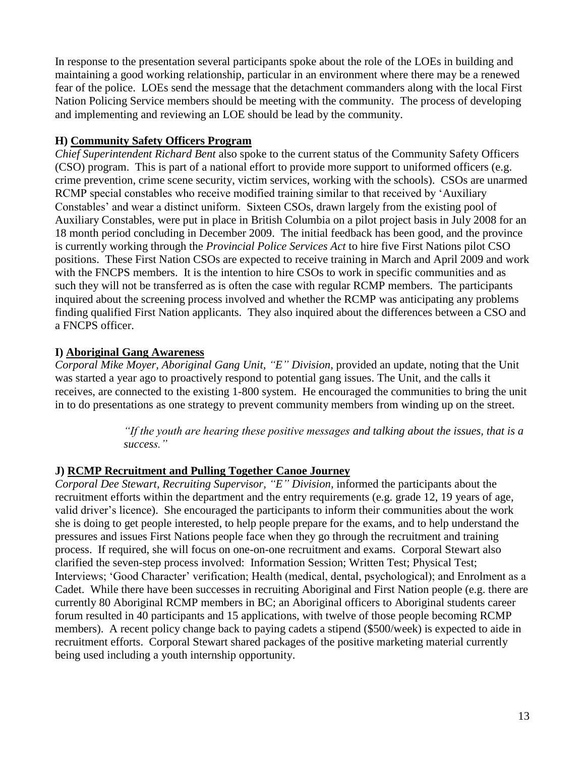In response to the presentation several participants spoke about the role of the LOEs in building and maintaining a good working relationship, particular in an environment where there may be a renewed fear of the police. LOEs send the message that the detachment commanders along with the local First Nation Policing Service members should be meeting with the community. The process of developing and implementing and reviewing an LOE should be lead by the community.

### H) Community Safety Officers Program

*Chief Superintendent Richard Bent* also spoke to the current status of the Community Safety Officers (CSO) program. This is part of a national effort to provide more support to uniformed officers (e.g. crime prevention, crime scene security, victim services, working with the schools). CSOs are unarmed RCMP special constables who receive modified training similar to that received by 'Auxiliary Constables' and wear a distinct uniform. Sixteen CSOs, drawn largely from the existing pool of Auxiliary Constables, were put in place in British Columbia on a pilot project basis in July 2008 for an 18 month period concluding in December 2009. The initial feedback has been good, and the province is currently working through the *Provincial Police Services Act* to hire five First Nations pilot CSO positions. These First Nation CSOs are expected to receive training in March and April 2009 and work with the FNCPS members. It is the intention to hire CSOs to work in specific communities and as such they will not be transferred as is often the case with regular RCMP members. The participants inquired about the screening process involved and whether the RCMP was anticipating any problems finding qualified First Nation applicants. They also inquired about the differences between a CSO and a FNCPS officer.

### I) Aboriginal Gang Awareness

*Corporal Mike Moyer, Aboriginal Gang Unit, "E" Division*, provided an update, noting that the Unit was started a year ago to proactively respond to potential gang issues. The Unit, and the calls it receives, are connected to the existing 1-800 system. He encouraged the communities to bring the unit in to do presentations as one strategy to prevent community members from winding up on the street.

> *"If the youth are hearing these positive messages and talking about the issues, that is a success."*

### J) RCMP Recruitment and Pulling Together Canoe Journey

*Corporal Dee Stewart, Recruiting Supervisor, "E" Division,* informed the participants about the recruitment efforts within the department and the entry requirements (e.g. grade 12, 19 years of age, valid driver's licence). She encouraged the participants to inform their communities about the work she is doing to get people interested, to help people prepare for the exams, and to help understand the pressures and issues First Nations people face when they go through the recruitment and training process. If required, she will focus on one-on-one recruitment and exams. Corporal Stewart also clarified the seven-step process involved: Information Session; Written Test; Physical Test; Interviews; 'Good Character' verification; Health (medical, dental, psychological); and Enrolment as a Cadet. While there have been successes in recruiting Aboriginal and First Nation people (e.g. there are currently 80 Aboriginal RCMP members in BC; an Aboriginal officers to Aboriginal students career forum resulted in 40 participants and 15 applications, with twelve of those people becoming RCMP members). A recent policy change back to paying cadets a stipend ($500/week) is expected to aide in recruitment efforts. Corporal Stewart shared packages of the positive marketing material currently being used including a youth internship opportunity.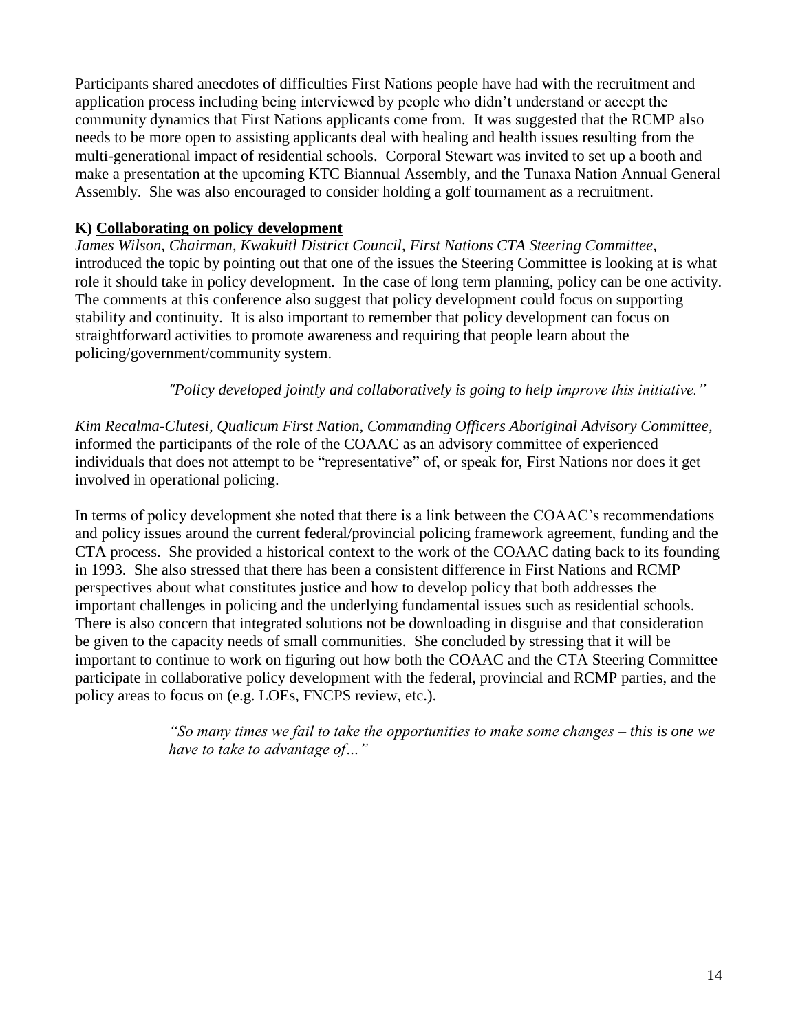Participants shared anecdotes of difficulties First Nations people have had with the recruitment and application process including being interviewed by people who didn't understand or accept the community dynamics that First Nations applicants come from. It was suggested that the RCMP also needs to be more open to assisting applicants deal with healing and health issues resulting from the multi-generational impact of residential schools. Corporal Stewart was invited to set up a booth and make a presentation at the upcoming KTC Biannual Assembly, and the Tunaxa Nation Annual General Assembly. She was also encouraged to consider holding a golf tournament as a recruitment.

### K) Collaborating on policy development

*James Wilson, Chairman, Kwakuitl District Council, First Nations CTA Steering Committee,* introduced the topic by pointing out that one of the issues the Steering Committee is looking at is what role it should take in policy development. In the case of long term planning, policy can be one activity. The comments at this conference also suggest that policy development could focus on supporting stability and continuity. It is also important to remember that policy development can focus on straightforward activities to promote awareness and requiring that people learn about the policing/government/community system.

> *"Policy developed jointly and collaboratively is going to help improve this initiative."*

*Kim Recalma-Clutesi, Qualicum First Nation, Commanding Officers Aboriginal Advisory Committee,* informed the participants of the role of the COAAC as an advisory committee of experienced individuals that does not attempt to be "representative" of, or speak for, First Nations nor does it get involved in operational policing.

In terms of policy development she noted that there is a link between the COAAC's recommendations and policy issues around the current federal/provincial policing framework agreement, funding and the CTA process. She provided a historical context to the work of the COAAC dating back to its founding in 1993. She also stressed that there has been a consistent difference in First Nations and RCMP perspectives about what constitutes justice and how to develop policy that both addresses the important challenges in policing and the underlying fundamental issues such as residential schools. There is also concern that integrated solutions not be downloading in disguise and that consideration be given to the capacity needs of small communities. She concluded by stressing that it will be important to continue to work on figuring out how both the COAAC and the CTA Steering Committee participate in collaborative policy development with the federal, provincial and RCMP parties, and the policy areas to focus on (e.g. LOEs, FNCPS review, etc.).

> *"So many times we fail to take the opportunities to make some changes – this is one we have to take to advantage of…"*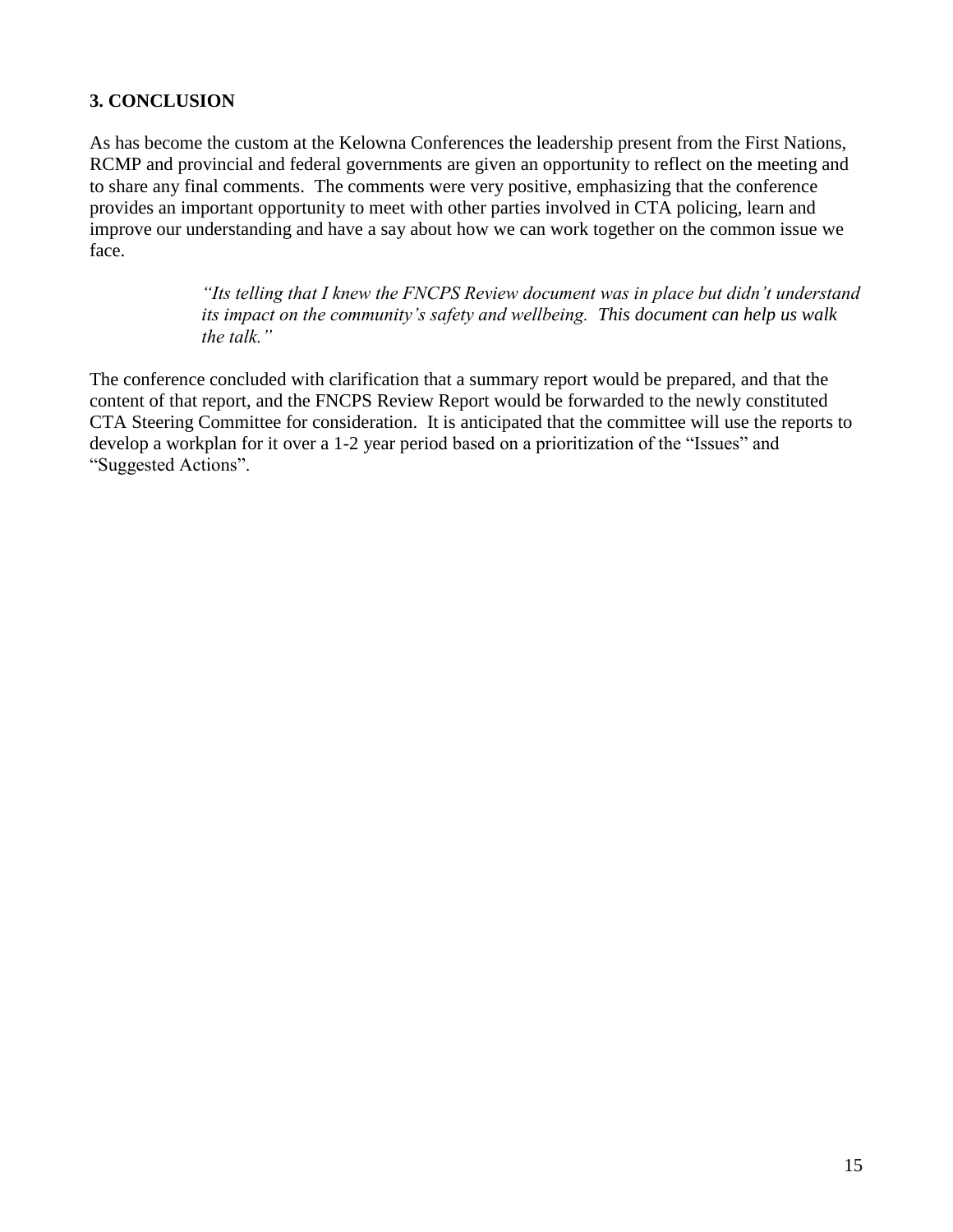## 3. CONCLUSION

As has become the custom at the Kelowna Conferences the leadership present from the First Nations, RCMP and provincial and federal governments are given an opportunity to reflect on the meeting and to share any final comments. The comments were very positive, emphasizing that the conference provides an important opportunity to meet with other parties involved in CTA policing, learn and improve our understanding and have a say about how we can work together on the common issue we face.

> *"Its telling that I knew the FNCPS Review document was in place but didn't understand its impact on the community's safety and wellbeing. This document can help us walk the talk."*

The conference concluded with clarification that a summary report would be prepared, and that the content of that report, and the FNCPS Review Report would be forwarded to the newly constituted CTA Steering Committee for consideration. It is anticipated that the committee will use the reports to develop a workplan for it over a 1-2 year period based on a prioritization of the "Issues" and "Suggested Actions".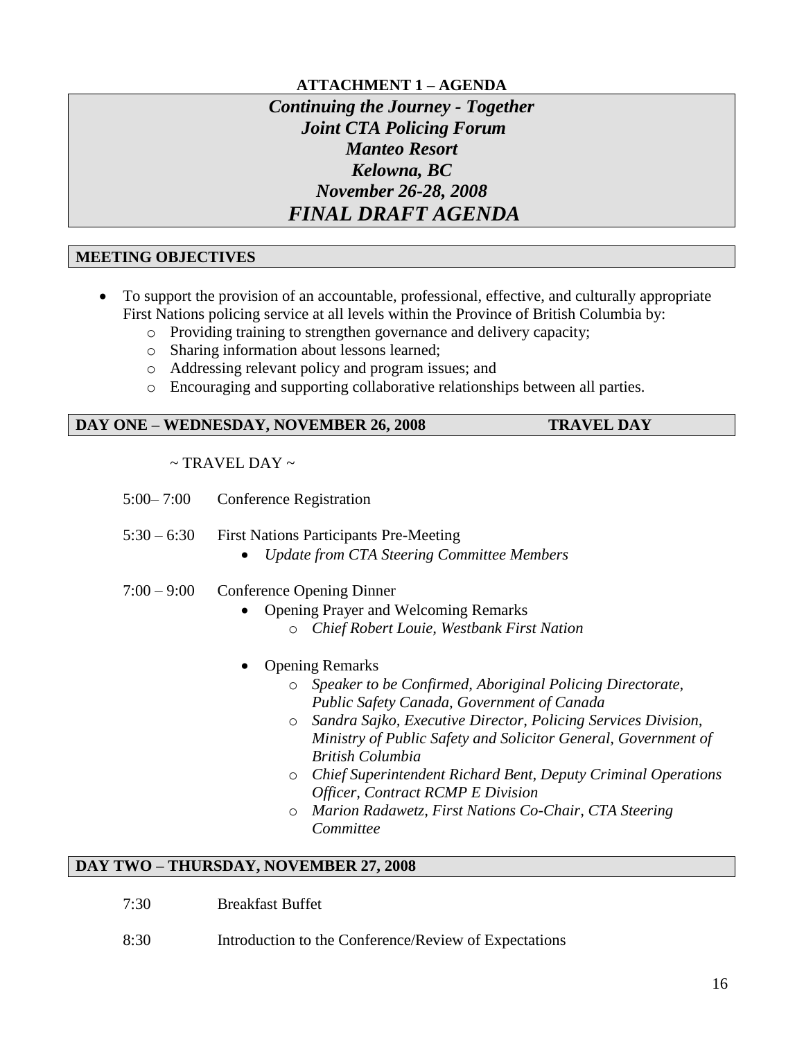**ATTACHMENT 1 – AGENDA**

***Continuing the Journey - Together***
***Joint CTA Policing Forum***
***Manteo Resort***
***Kelowna, BC***
***November 26-28, 2008***
***FINAL DRAFT AGENDA***

## MEETING OBJECTIVES

- To support the provision of an accountable, professional, effective, and culturally appropriate First Nations policing service at all levels within the Province of British Columbia by:
  - Providing training to strengthen governance and delivery capacity;
  - Sharing information about lessons learned;
  - Addressing relevant policy and program issues; and
  - Encouraging and supporting collaborative relationships between all parties.

## DAY ONE – WEDNESDAY, NOVEMBER 26, 2008 — TRAVEL DAY

~ TRAVEL DAY ~

5:00– 7:00 Conference Registration

5:30 – 6:30 First Nations Participants Pre-Meeting
- *Update from CTA Steering Committee Members*

7:00 – 9:00 Conference Opening Dinner
- Opening Prayer and Welcoming Remarks
  - *Chief Robert Louie, Westbank First Nation*
- Opening Remarks
  - *Speaker to be Confirmed, Aboriginal Policing Directorate, Public Safety Canada, Government of Canada*
  - *Sandra Sajko, Executive Director, Policing Services Division, Ministry of Public Safety and Solicitor General, Government of British Columbia*
  - *Chief Superintendent Richard Bent, Deputy Criminal Operations Officer, Contract RCMP E Division*
  - *Marion Radawetz, First Nations Co-Chair, CTA Steering Committee*

## DAY TWO – THURSDAY, NOVEMBER 27, 2008

7:30 Breakfast Buffet

8:30 Introduction to the Conference/Review of Expectations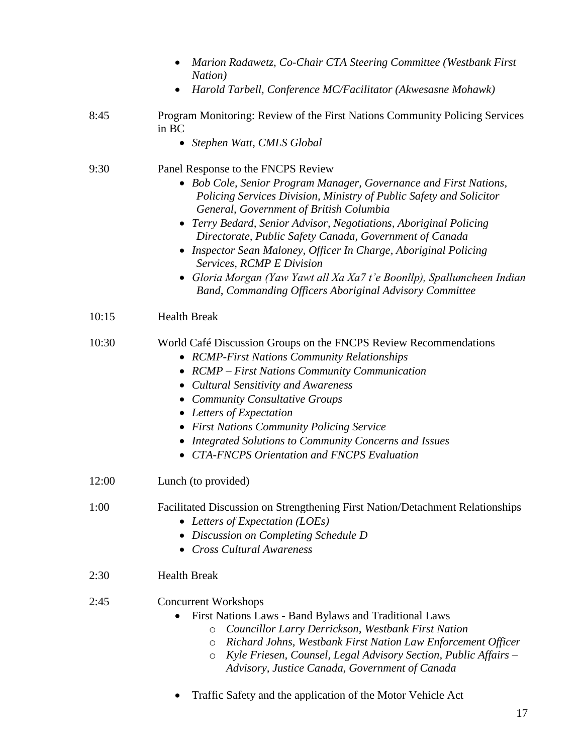- *Marion Radawetz, Co-Chair CTA Steering Committee (Westbank First Nation)*
- *Harold Tarbell, Conference MC/Facilitator (Akwesasne Mohawk)*

8:45 Program Monitoring: Review of the First Nations Community Policing Services in BC

- *Stephen Watt, CMLS Global*

9:30 Panel Response to the FNCPS Review

- *Bob Cole, Senior Program Manager, Governance and First Nations, Policing Services Division, Ministry of Public Safety and Solicitor General, Government of British Columbia*
- *Terry Bedard, Senior Advisor, Negotiations, Aboriginal Policing Directorate, Public Safety Canada, Government of Canada*
- *Inspector Sean Maloney, Officer In Charge, Aboriginal Policing Services, RCMP E Division*
- *Gloria Morgan (Yaw Yawt all Xa Xa7 t'e Boonllp), Spallumcheen Indian Band, Commanding Officers Aboriginal Advisory Committee*

10:15 Health Break

10:30 World Café Discussion Groups on the FNCPS Review Recommendations

- *RCMP-First Nations Community Relationships*
- *RCMP – First Nations Community Communication*
- *Cultural Sensitivity and Awareness*
- *Community Consultative Groups*
- *Letters of Expectation*
- *First Nations Community Policing Service*
- *Integrated Solutions to Community Concerns and Issues*
- *CTA-FNCPS Orientation and FNCPS Evaluation*

12:00 Lunch (to provided)

1:00 Facilitated Discussion on Strengthening First Nation/Detachment Relationships

- *Letters of Expectation (LOEs)*
- *Discussion on Completing Schedule D*
- *Cross Cultural Awareness*

2:30 Health Break

2:45 Concurrent Workshops

- First Nations Laws - Band Bylaws and Traditional Laws
  - *Councillor Larry Derrickson, Westbank First Nation*
  - *Richard Johns, Westbank First Nation Law Enforcement Officer*
  - *Kyle Friesen, Counsel, Legal Advisory Section, Public Affairs – Advisory, Justice Canada, Government of Canada*
- Traffic Safety and the application of the Motor Vehicle Act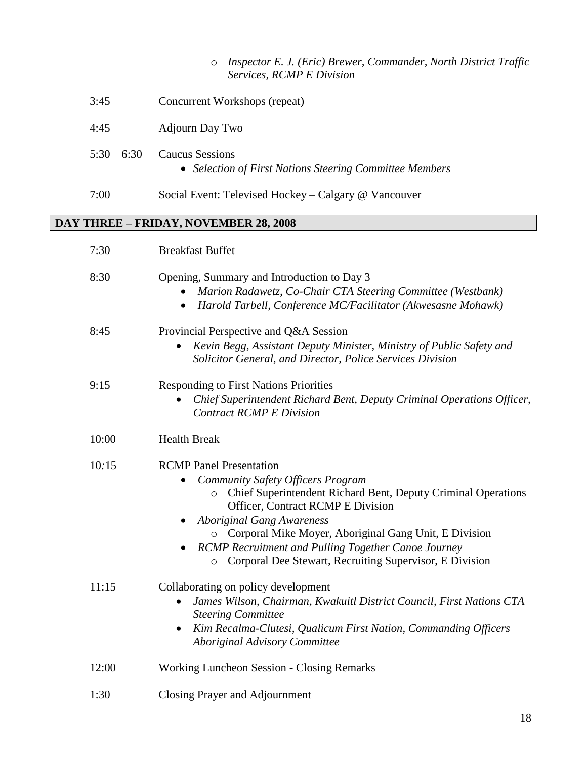- *Inspector E. J. (Eric) Brewer, Commander, North District Traffic Services, RCMP E Division*

3:45 Concurrent Workshops (repeat)

4:45 Adjourn Day Two

5:30 – 6:30 Caucus Sessions

- *Selection of First Nations Steering Committee Members*

7:00 Social Event: Televised Hockey – Calgary @ Vancouver

## DAY THREE – FRIDAY, NOVEMBER 28, 2008

7:30 Breakfast Buffet

8:30 Opening, Summary and Introduction to Day 3

- *Marion Radawetz, Co-Chair CTA Steering Committee (Westbank)*
- *Harold Tarbell, Conference MC/Facilitator (Akwesasne Mohawk)*

8:45 Provincial Perspective and Q&A Session

- *Kevin Begg, Assistant Deputy Minister, Ministry of Public Safety and Solicitor General, and Director, Police Services Division*

9:15 Responding to First Nations Priorities

- *Chief Superintendent Richard Bent, Deputy Criminal Operations Officer, Contract RCMP E Division*

10:00 Health Break

10:15 RCMP Panel Presentation

- *Community Safety Officers Program*
  - Chief Superintendent Richard Bent, Deputy Criminal Operations Officer, Contract RCMP E Division
- *Aboriginal Gang Awareness*
  - Corporal Mike Moyer, Aboriginal Gang Unit, E Division
- *RCMP Recruitment and Pulling Together Canoe Journey*
  - Corporal Dee Stewart, Recruiting Supervisor, E Division

11:15 Collaborating on policy development

- *James Wilson, Chairman, Kwakuitl District Council, First Nations CTA Steering Committee*
- *Kim Recalma-Clutesi, Qualicum First Nation, Commanding Officers Aboriginal Advisory Committee*

12:00 Working Luncheon Session - Closing Remarks

1:30 Closing Prayer and Adjournment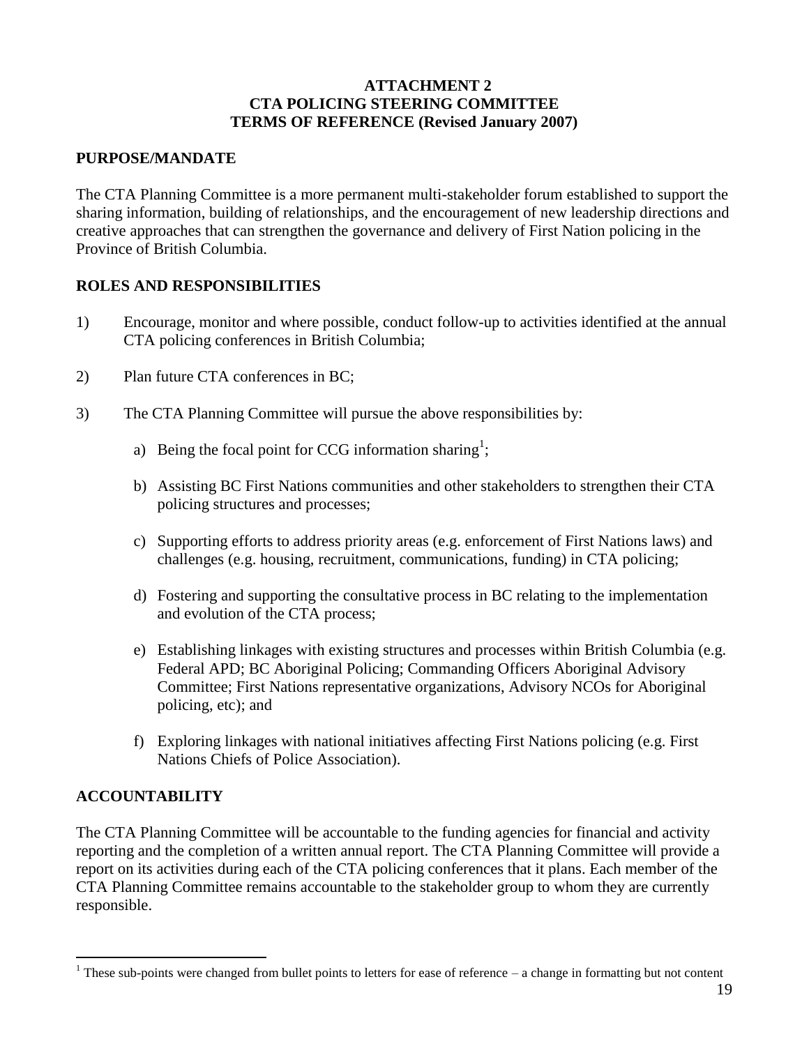# ATTACHMENT 2
# CTA POLICING STEERING COMMITTEE
# TERMS OF REFERENCE (Revised January 2007)

## PURPOSE/MANDATE

The CTA Planning Committee is a more permanent multi-stakeholder forum established to support the sharing information, building of relationships, and the encouragement of new leadership directions and creative approaches that can strengthen the governance and delivery of First Nation policing in the Province of British Columbia.

## ROLES AND RESPONSIBILITIES

1) Encourage, monitor and where possible, conduct follow-up to activities identified at the annual CTA policing conferences in British Columbia;

2) Plan future CTA conferences in BC;

3) The CTA Planning Committee will pursue the above responsibilities by:

   a) Being the focal point for CCG information sharing[1];

   b) Assisting BC First Nations communities and other stakeholders to strengthen their CTA policing structures and processes;

   c) Supporting efforts to address priority areas (e.g. enforcement of First Nations laws) and challenges (e.g. housing, recruitment, communications, funding) in CTA policing;

   d) Fostering and supporting the consultative process in BC relating to the implementation and evolution of the CTA process;

   e) Establishing linkages with existing structures and processes within British Columbia (e.g. Federal APD; BC Aboriginal Policing; Commanding Officers Aboriginal Advisory Committee; First Nations representative organizations, Advisory NCOs for Aboriginal policing, etc); and

   f) Exploring linkages with national initiatives affecting First Nations policing (e.g. First Nations Chiefs of Police Association).

## ACCOUNTABILITY

The CTA Planning Committee will be accountable to the funding agencies for financial and activity reporting and the completion of a written annual report. The CTA Planning Committee will provide a report on its activities during each of the CTA policing conferences that it plans. Each member of the CTA Planning Committee remains accountable to the stakeholder group to whom they are currently responsible.

---

[1] These sub-points were changed from bullet points to letters for ease of reference – a change in formatting but not content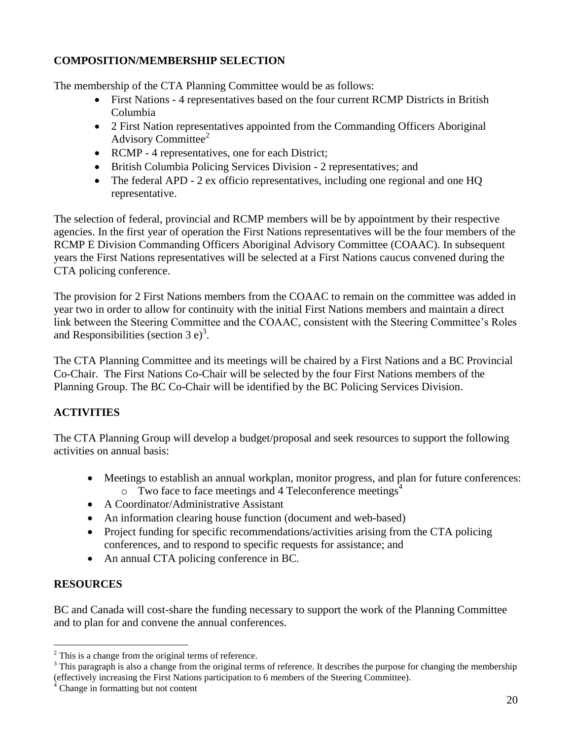**COMPOSITION/MEMBERSHIP SELECTION**

The membership of the CTA Planning Committee would be as follows:

- First Nations - 4 representatives based on the four current RCMP Districts in British Columbia
- 2 First Nation representatives appointed from the Commanding Officers Aboriginal Advisory Committee[2]
- RCMP - 4 representatives, one for each District;
- British Columbia Policing Services Division - 2 representatives; and
- The federal APD - 2 ex officio representatives, including one regional and one HQ representative.

The selection of federal, provincial and RCMP members will be by appointment by their respective agencies. In the first year of operation the First Nations representatives will be the four members of the RCMP E Division Commanding Officers Aboriginal Advisory Committee (COAAC). In subsequent years the First Nations representatives will be selected at a First Nations caucus convened during the CTA policing conference.

The provision for 2 First Nations members from the COAAC to remain on the committee was added in year two in order to allow for continuity with the initial First Nations members and maintain a direct link between the Steering Committee and the COAAC, consistent with the Steering Committee's Roles and Responsibilities (section 3 e)[3].

The CTA Planning Committee and its meetings will be chaired by a First Nations and a BC Provincial Co-Chair. The First Nations Co-Chair will be selected by the four First Nations members of the Planning Group. The BC Co-Chair will be identified by the BC Policing Services Division.

**ACTIVITIES**

The CTA Planning Group will develop a budget/proposal and seek resources to support the following activities on annual basis:

- Meetings to establish an annual workplan, monitor progress, and plan for future conferences:
  - Two face to face meetings and 4 Teleconference meetings[4]
- A Coordinator/Administrative Assistant
- An information clearing house function (document and web-based)
- Project funding for specific recommendations/activities arising from the CTA policing conferences, and to respond to specific requests for assistance; and
- An annual CTA policing conference in BC.

**RESOURCES**

BC and Canada will cost-share the funding necessary to support the work of the Planning Committee and to plan for and convene the annual conferences.

---

[2] This is a change from the original terms of reference.

[3] This paragraph is also a change from the original terms of reference. It describes the purpose for changing the membership (effectively increasing the First Nations participation to 6 members of the Steering Committee).

[4] Change in formatting but not content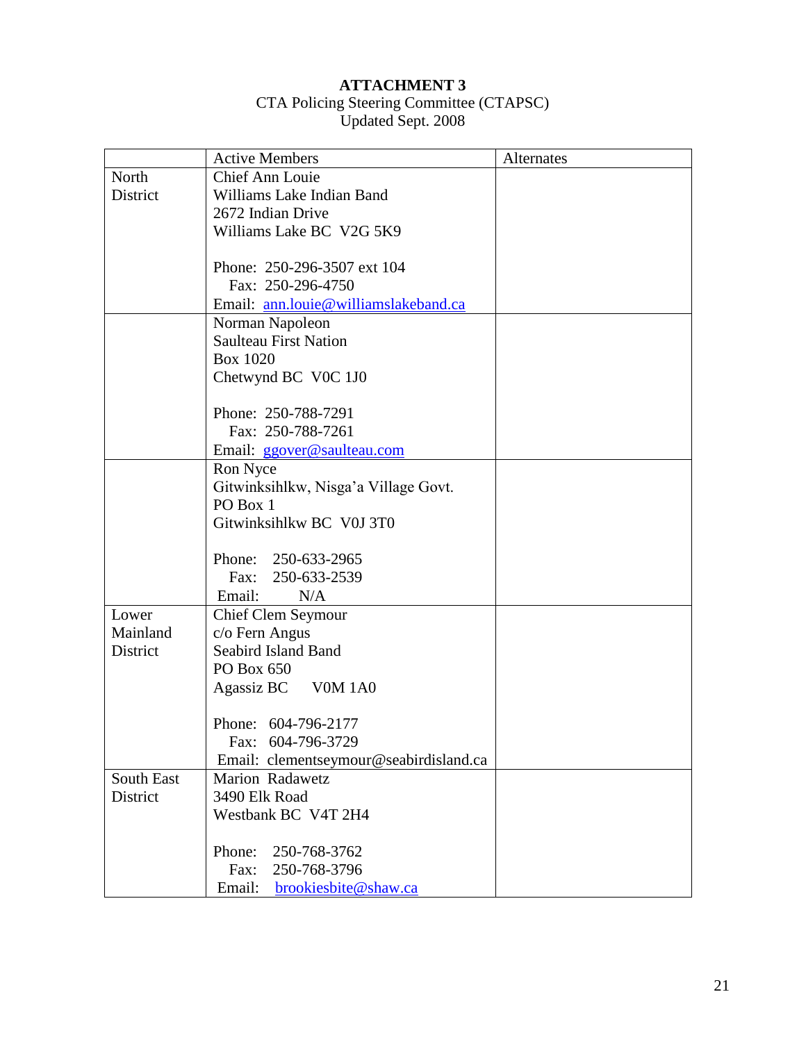**ATTACHMENT 3**

CTA Policing Steering Committee (CTAPSC)
Updated Sept. 2008

| | Active Members | Alternates |
|---|---|---|
| North District | Chief Ann Louie<br>Williams Lake Indian Band<br>2672 Indian Drive<br>Williams Lake BC V2G 5K9<br><br>Phone: 250-296-3507 ext 104<br>Fax: 250-296-4750<br>Email: ann.louie@williamslakeband.ca | |
| | Norman Napoleon<br>Saulteau First Nation<br>Box 1020<br>Chetwynd BC V0C 1J0<br><br>Phone: 250-788-7291<br>Fax: 250-788-7261<br>Email: ggover@saulteau.com | |
| | Ron Nyce<br>Gitwinksihlkw, Nisga'a Village Govt.<br>PO Box 1<br>Gitwinksihlkw BC V0J 3T0<br><br>Phone: 250-633-2965<br>Fax: 250-633-2539<br>Email: N/A | |
| Lower Mainland District | Chief Clem Seymour<br>c/o Fern Angus<br>Seabird Island Band<br>PO Box 650<br>Agassiz BC V0M 1A0<br><br>Phone: 604-796-2177<br>Fax: 604-796-3729<br>Email: clementseymour@seabirdisland.ca | |
| South East District | Marion Radawetz<br>3490 Elk Road<br>Westbank BC V4T 2H4<br><br>Phone: 250-768-3762<br>Fax: 250-768-3796<br>Email: brookiesbite@shaw.ca | |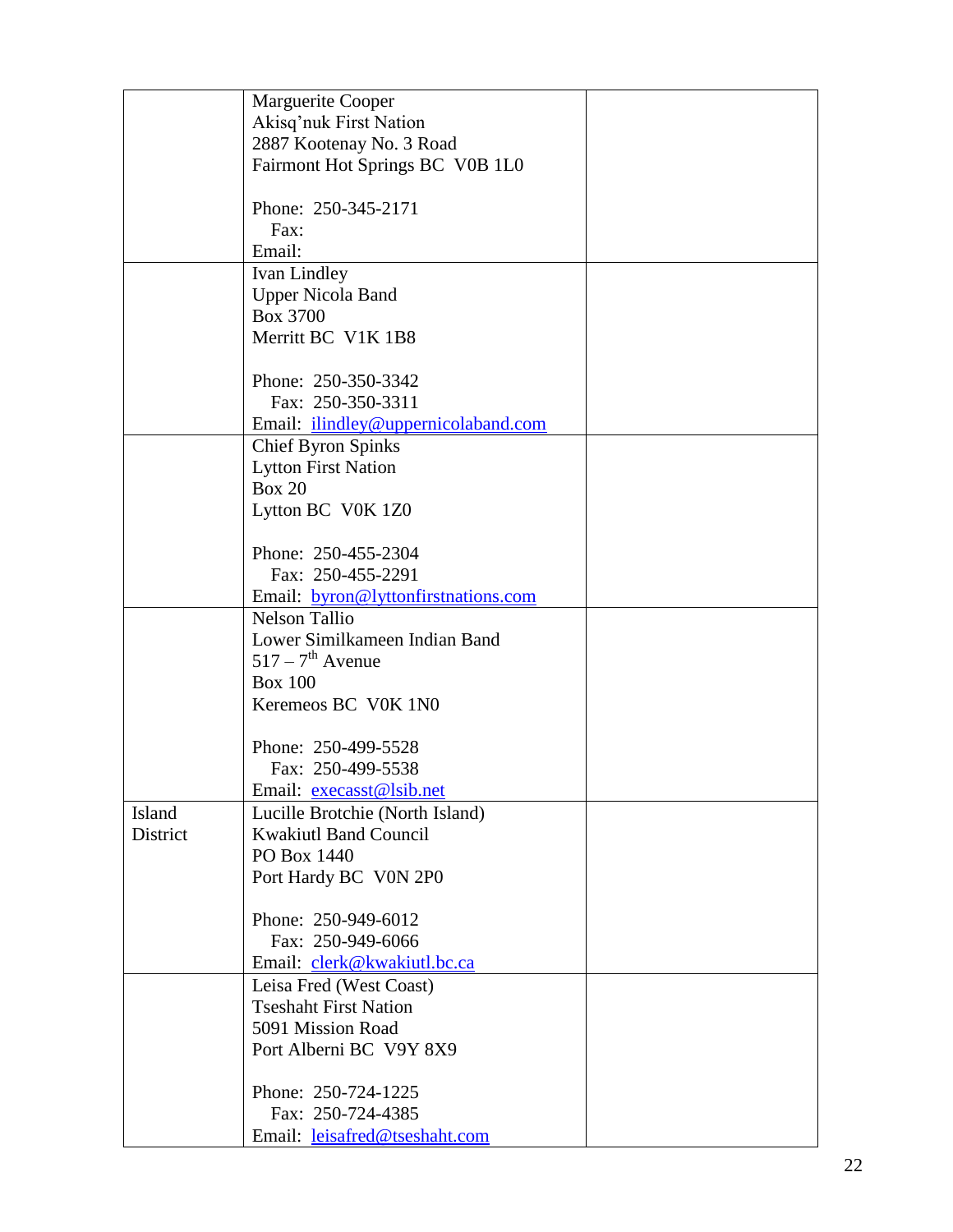| | | |
|---|---|---|
| | Marguerite Cooper<br>Akisq'nuk First Nation<br>2887 Kootenay No. 3 Road<br>Fairmont Hot Springs BC  V0B 1L0<br><br>Phone:  250-345-2171<br>Fax:<br>Email: | |
| | Ivan Lindley<br>Upper Nicola Band<br>Box 3700<br>Merritt BC  V1K 1B8<br><br>Phone:  250-350-3342<br>Fax:  250-350-3311<br>Email:  ilindley@uppernicolaband.com | |
| | Chief Byron Spinks<br>Lytton First Nation<br>Box 20<br>Lytton BC  V0K 1Z0<br><br>Phone:  250-455-2304<br>Fax:  250-455-2291<br>Email:  byron@lyttonfirstnations.com | |
| | Nelson Tallio<br>Lower Similkameen Indian Band<br>517 – 7th Avenue<br>Box 100<br>Keremeos BC  V0K 1N0<br><br>Phone:  250-499-5528<br>Fax:  250-499-5538<br>Email:  execasst@lsib.net | |
| Island District | Lucille Brotchie (North Island)<br>Kwakiutl Band Council<br>PO Box 1440<br>Port Hardy BC  V0N 2P0<br><br>Phone:  250-949-6012<br>Fax:  250-949-6066<br>Email:  clerk@kwakiutl.bc.ca | |
| | Leisa Fred (West Coast)<br>Tseshaht First Nation<br>5091 Mission Road<br>Port Alberni BC  V9Y 8X9<br><br>Phone:  250-724-1225<br>Fax:  250-724-4385<br>Email:  leisafred@tseshaht.com | |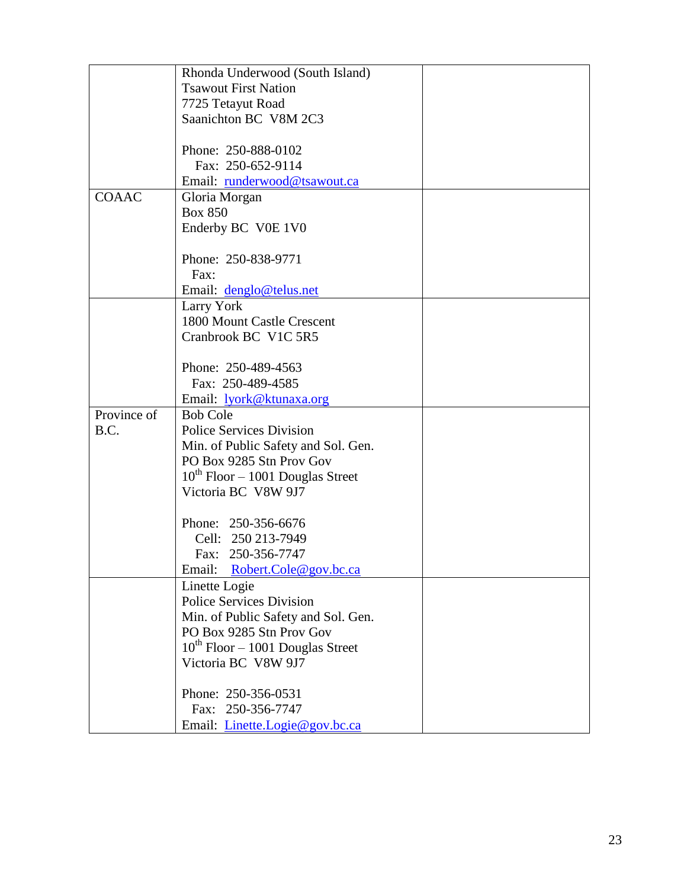| | | |
|---|---|---|
| | Rhonda Underwood (South Island)<br>Tsawout First Nation<br>7725 Tetayut Road<br>Saanichton BC V8M 2C3<br><br>Phone: 250-888-0102<br>Fax: 250-652-9114<br>Email: runderwood@tsawout.ca | |
| COAAC | Gloria Morgan<br>Box 850<br>Enderby BC V0E 1V0<br><br>Phone: 250-838-9771<br>Fax:<br>Email: denglo@telus.net | |
| | Larry York<br>1800 Mount Castle Crescent<br>Cranbrook BC V1C 5R5<br><br>Phone: 250-489-4563<br>Fax: 250-489-4585<br>Email: lyork@ktunaxa.org | |
| Province of B.C. | Bob Cole<br>Police Services Division<br>Min. of Public Safety and Sol. Gen.<br>PO Box 9285 Stn Prov Gov<br>10th Floor – 1001 Douglas Street<br>Victoria BC V8W 9J7<br><br>Phone: 250-356-6676<br>Cell: 250 213-7949<br>Fax: 250-356-7747<br>Email: Robert.Cole@gov.bc.ca | |
| | Linette Logie<br>Police Services Division<br>Min. of Public Safety and Sol. Gen.<br>PO Box 9285 Stn Prov Gov<br>10th Floor – 1001 Douglas Street<br>Victoria BC V8W 9J7<br><br>Phone: 250-356-0531<br>Fax: 250-356-7747<br>Email: Linette.Logie@gov.bc.ca | |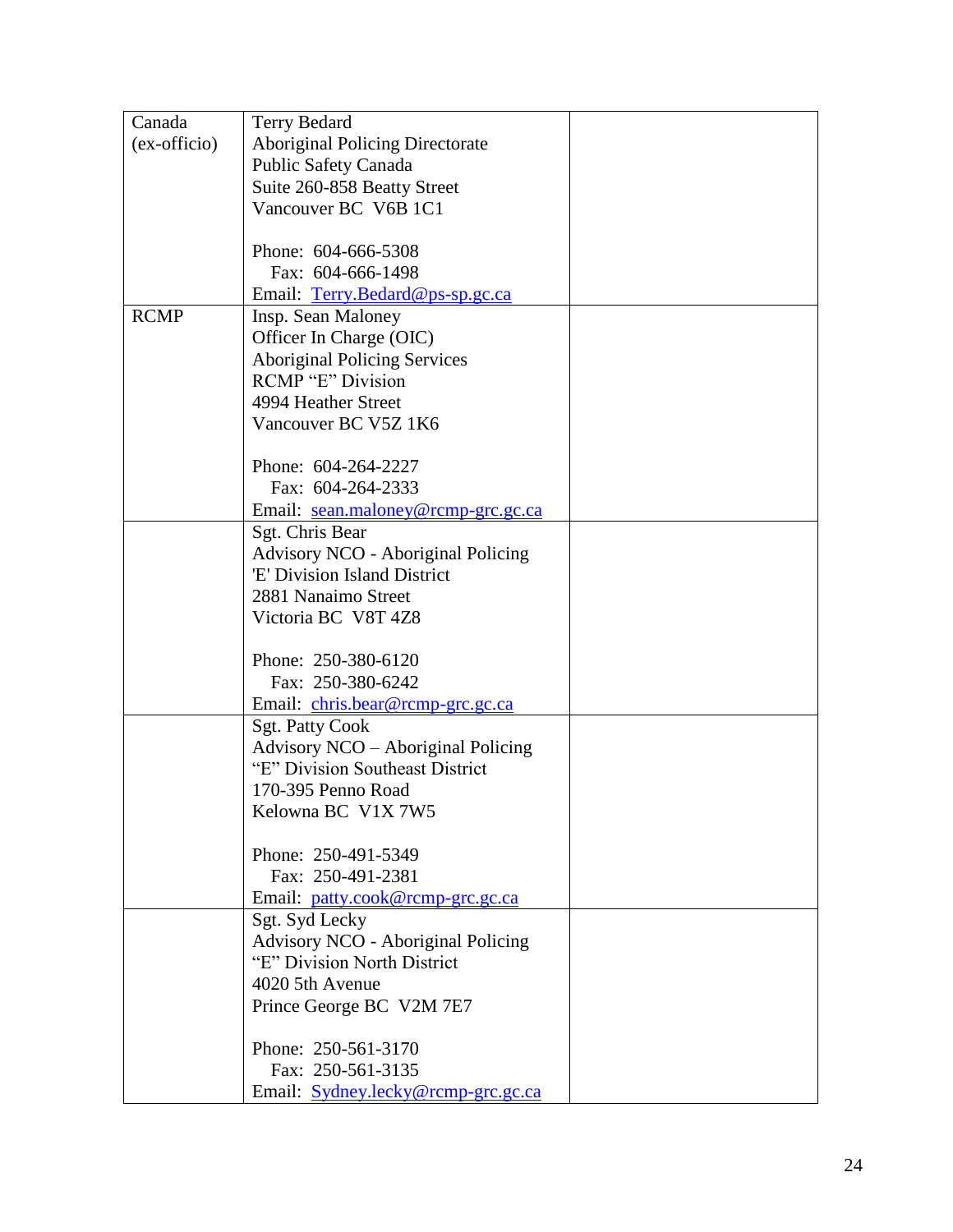| | | |
|---|---|---|
| Canada (ex-officio) | Terry Bedard<br>Aboriginal Policing Directorate<br>Public Safety Canada<br>Suite 260-858 Beatty Street<br>Vancouver BC V6B 1C1<br><br>Phone: 604-666-5308<br>Fax: 604-666-1498<br>Email: Terry.Bedard@ps-sp.gc.ca | |
| RCMP | Insp. Sean Maloney<br>Officer In Charge (OIC)<br>Aboriginal Policing Services<br>RCMP "E" Division<br>4994 Heather Street<br>Vancouver BC V5Z 1K6<br><br>Phone: 604-264-2227<br>Fax: 604-264-2333<br>Email: sean.maloney@rcmp-grc.gc.ca | |
| | Sgt. Chris Bear<br>Advisory NCO - Aboriginal Policing<br>'E' Division Island District<br>2881 Nanaimo Street<br>Victoria BC V8T 4Z8<br><br>Phone: 250-380-6120<br>Fax: 250-380-6242<br>Email: chris.bear@rcmp-grc.gc.ca | |
| | Sgt. Patty Cook<br>Advisory NCO – Aboriginal Policing<br>"E" Division Southeast District<br>170-395 Penno Road<br>Kelowna BC V1X 7W5<br><br>Phone: 250-491-5349<br>Fax: 250-491-2381<br>Email: patty.cook@rcmp-grc.gc.ca | |
| | Sgt. Syd Lecky<br>Advisory NCO - Aboriginal Policing<br>"E" Division North District<br>4020 5th Avenue<br>Prince George BC V2M 7E7<br><br>Phone: 250-561-3170<br>Fax: 250-561-3135<br>Email: Sydney.lecky@rcmp-grc.gc.ca | |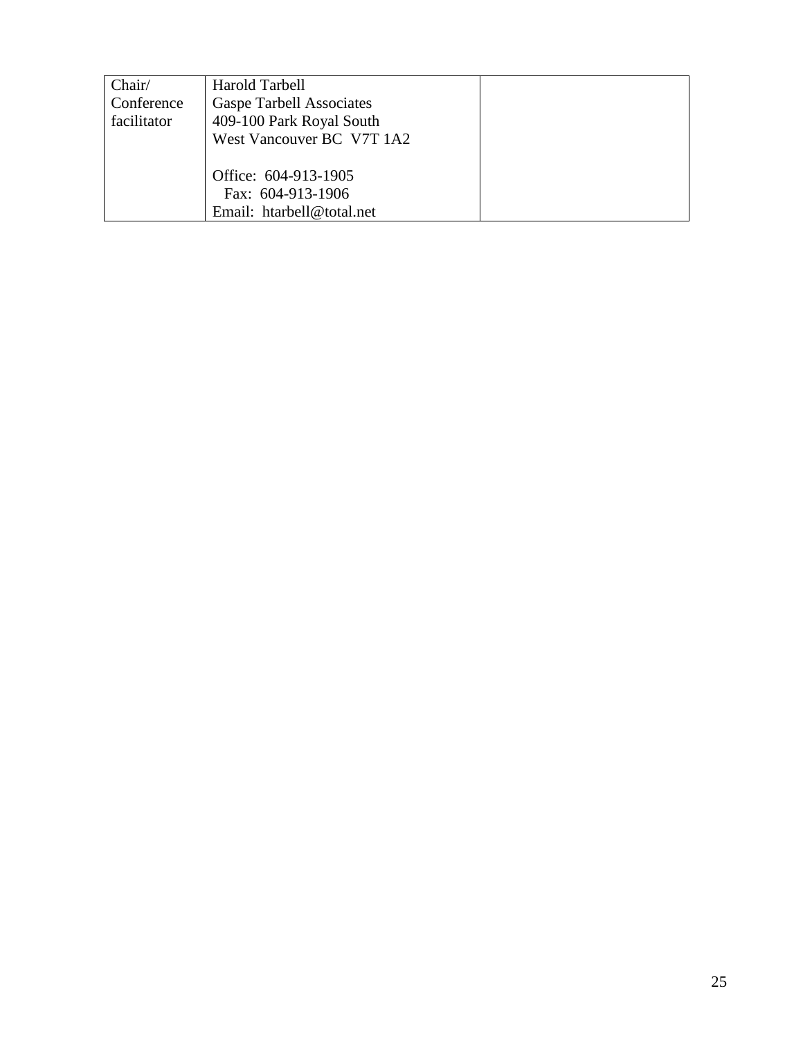| Chair/ Conference facilitator | Harold Tarbell<br>Gaspe Tarbell Associates<br>409-100 Park Royal South<br>West Vancouver BC V7T 1A2<br><br>Office: 604-913-1905<br>Fax: 604-913-1906<br>Email: htarbell@total.net | |
|---|---|---|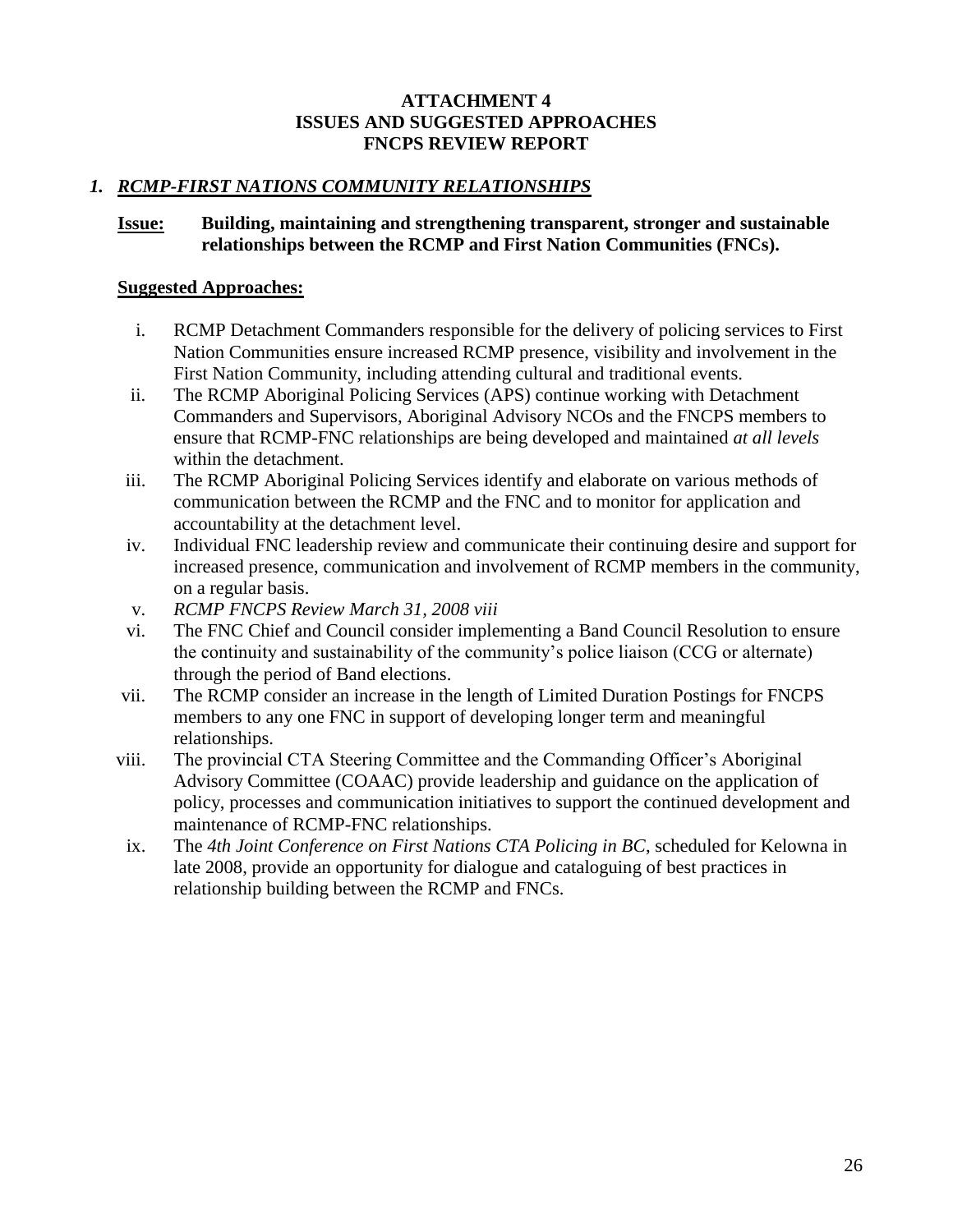**ATTACHMENT 4**
**ISSUES AND SUGGESTED APPROACHES**
**FNCPS REVIEW REPORT**

## 1. ***RCMP-FIRST NATIONS COMMUNITY RELATIONSHIPS***

**Issue:** **Building, maintaining and strengthening transparent, stronger and sustainable relationships between the RCMP and First Nation Communities (FNCs).**

**Suggested Approaches:**

i. RCMP Detachment Commanders responsible for the delivery of policing services to First Nation Communities ensure increased RCMP presence, visibility and involvement in the First Nation Community, including attending cultural and traditional events.

ii. The RCMP Aboriginal Policing Services (APS) continue working with Detachment Commanders and Supervisors, Aboriginal Advisory NCOs and the FNCPS members to ensure that RCMP-FNC relationships are being developed and maintained *at all levels* within the detachment.

iii. The RCMP Aboriginal Policing Services identify and elaborate on various methods of communication between the RCMP and the FNC and to monitor for application and accountability at the detachment level.

iv. Individual FNC leadership review and communicate their continuing desire and support for increased presence, communication and involvement of RCMP members in the community, on a regular basis.

v. *RCMP FNCPS Review March 31, 2008 viii*

vi. The FNC Chief and Council consider implementing a Band Council Resolution to ensure the continuity and sustainability of the community's police liaison (CCG or alternate) through the period of Band elections.

vii. The RCMP consider an increase in the length of Limited Duration Postings for FNCPS members to any one FNC in support of developing longer term and meaningful relationships.

viii. The provincial CTA Steering Committee and the Commanding Officer's Aboriginal Advisory Committee (COAAC) provide leadership and guidance on the application of policy, processes and communication initiatives to support the continued development and maintenance of RCMP-FNC relationships.

ix. The *4th Joint Conference on First Nations CTA Policing in BC*, scheduled for Kelowna in late 2008, provide an opportunity for dialogue and cataloguing of best practices in relationship building between the RCMP and FNCs.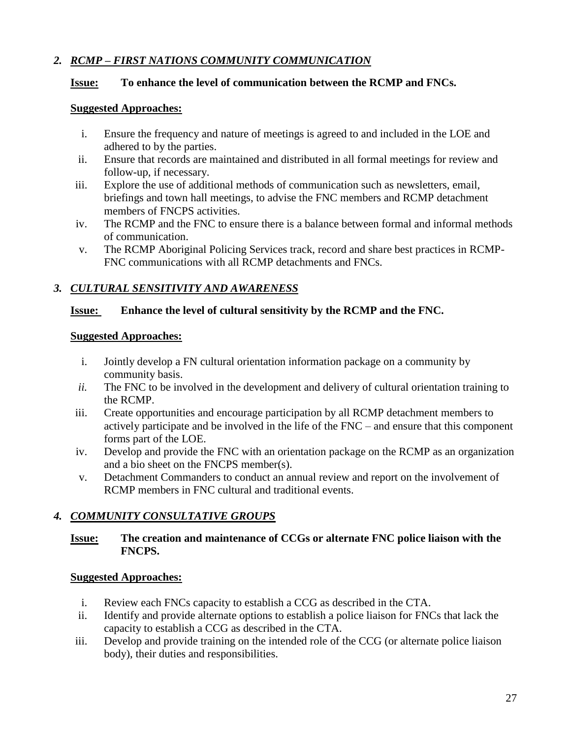## *2. RCMP – FIRST NATIONS COMMUNITY COMMUNICATION*

**Issue:** **To enhance the level of communication between the RCMP and FNCs.**

**Suggested Approaches:**

i. Ensure the frequency and nature of meetings is agreed to and included in the LOE and adhered to by the parties.
ii. Ensure that records are maintained and distributed in all formal meetings for review and follow-up, if necessary.
iii. Explore the use of additional methods of communication such as newsletters, email, briefings and town hall meetings, to advise the FNC members and RCMP detachment members of FNCPS activities.
iv. The RCMP and the FNC to ensure there is a balance between formal and informal methods of communication.
v. The RCMP Aboriginal Policing Services track, record and share best practices in RCMP-FNC communications with all RCMP detachments and FNCs.

## *3. CULTURAL SENSITIVITY AND AWARENESS*

**Issue:** **Enhance the level of cultural sensitivity by the RCMP and the FNC.**

**Suggested Approaches:**

i. Jointly develop a FN cultural orientation information package on a community by community basis.
*ii.* The FNC to be involved in the development and delivery of cultural orientation training to the RCMP.
iii. Create opportunities and encourage participation by all RCMP detachment members to actively participate and be involved in the life of the FNC – and ensure that this component forms part of the LOE.
iv. Develop and provide the FNC with an orientation package on the RCMP as an organization and a bio sheet on the FNCPS member(s).
v. Detachment Commanders to conduct an annual review and report on the involvement of RCMP members in FNC cultural and traditional events.

## *4. COMMUNITY CONSULTATIVE GROUPS*

**Issue:** **The creation and maintenance of CCGs or alternate FNC police liaison with the FNCPS.**

**Suggested Approaches:**

i. Review each FNCs capacity to establish a CCG as described in the CTA.
ii. Identify and provide alternate options to establish a police liaison for FNCs that lack the capacity to establish a CCG as described in the CTA.
iii. Develop and provide training on the intended role of the CCG (or alternate police liaison body), their duties and responsibilities.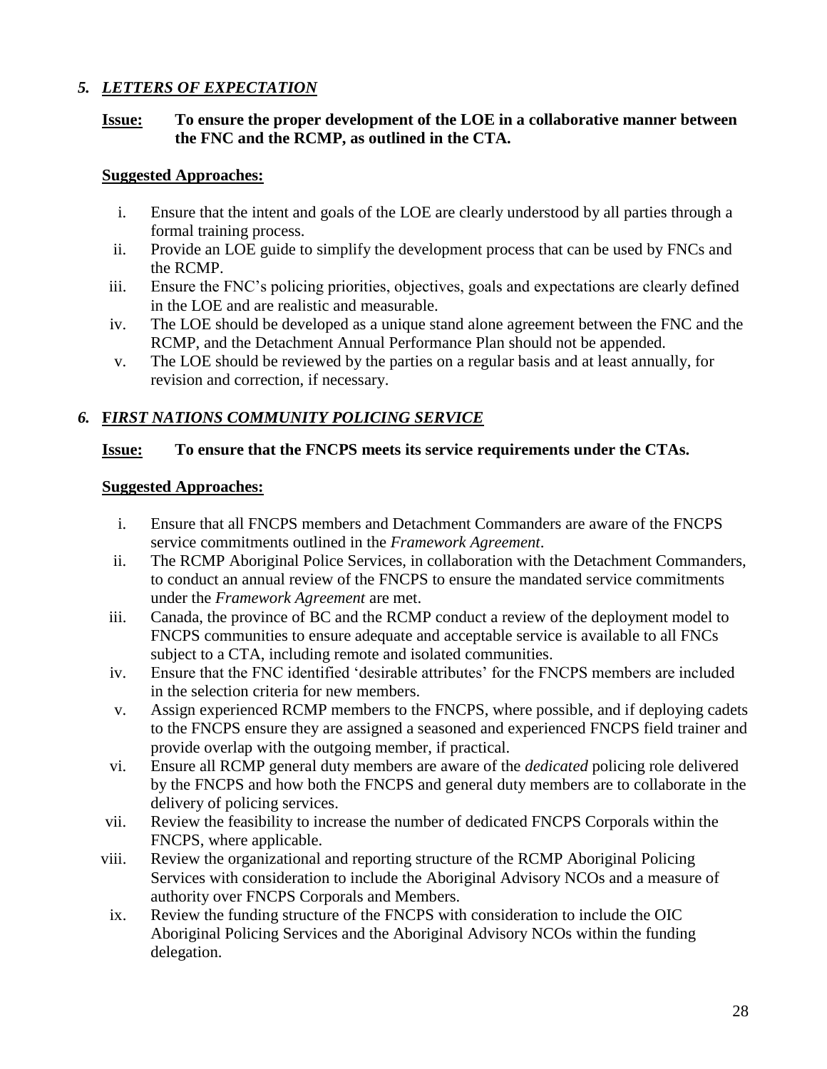### *5. LETTERS OF EXPECTATION*

**Issue: To ensure the proper development of the LOE in a collaborative manner between the FNC and the RCMP, as outlined in the CTA.**

**Suggested Approaches:**

i. Ensure that the intent and goals of the LOE are clearly understood by all parties through a formal training process.
ii. Provide an LOE guide to simplify the development process that can be used by FNCs and the RCMP.
iii. Ensure the FNC's policing priorities, objectives, goals and expectations are clearly defined in the LOE and are realistic and measurable.
iv. The LOE should be developed as a unique stand alone agreement between the FNC and the RCMP, and the Detachment Annual Performance Plan should not be appended.
v. The LOE should be reviewed by the parties on a regular basis and at least annually, for revision and correction, if necessary.

### *6. FIRST NATIONS COMMUNITY POLICING SERVICE*

**Issue: To ensure that the FNCPS meets its service requirements under the CTAs.**

**Suggested Approaches:**

i. Ensure that all FNCPS members and Detachment Commanders are aware of the FNCPS service commitments outlined in the *Framework Agreement*.
ii. The RCMP Aboriginal Police Services, in collaboration with the Detachment Commanders, to conduct an annual review of the FNCPS to ensure the mandated service commitments under the *Framework Agreement* are met.
iii. Canada, the province of BC and the RCMP conduct a review of the deployment model to FNCPS communities to ensure adequate and acceptable service is available to all FNCs subject to a CTA, including remote and isolated communities.
iv. Ensure that the FNC identified 'desirable attributes' for the FNCPS members are included in the selection criteria for new members.
v. Assign experienced RCMP members to the FNCPS, where possible, and if deploying cadets to the FNCPS ensure they are assigned a seasoned and experienced FNCPS field trainer and provide overlap with the outgoing member, if practical.
vi. Ensure all RCMP general duty members are aware of the *dedicated* policing role delivered by the FNCPS and how both the FNCPS and general duty members are to collaborate in the delivery of policing services.
vii. Review the feasibility to increase the number of dedicated FNCPS Corporals within the FNCPS, where applicable.
viii. Review the organizational and reporting structure of the RCMP Aboriginal Policing Services with consideration to include the Aboriginal Advisory NCOs and a measure of authority over FNCPS Corporals and Members.
ix. Review the funding structure of the FNCPS with consideration to include the OIC Aboriginal Policing Services and the Aboriginal Advisory NCOs within the funding delegation.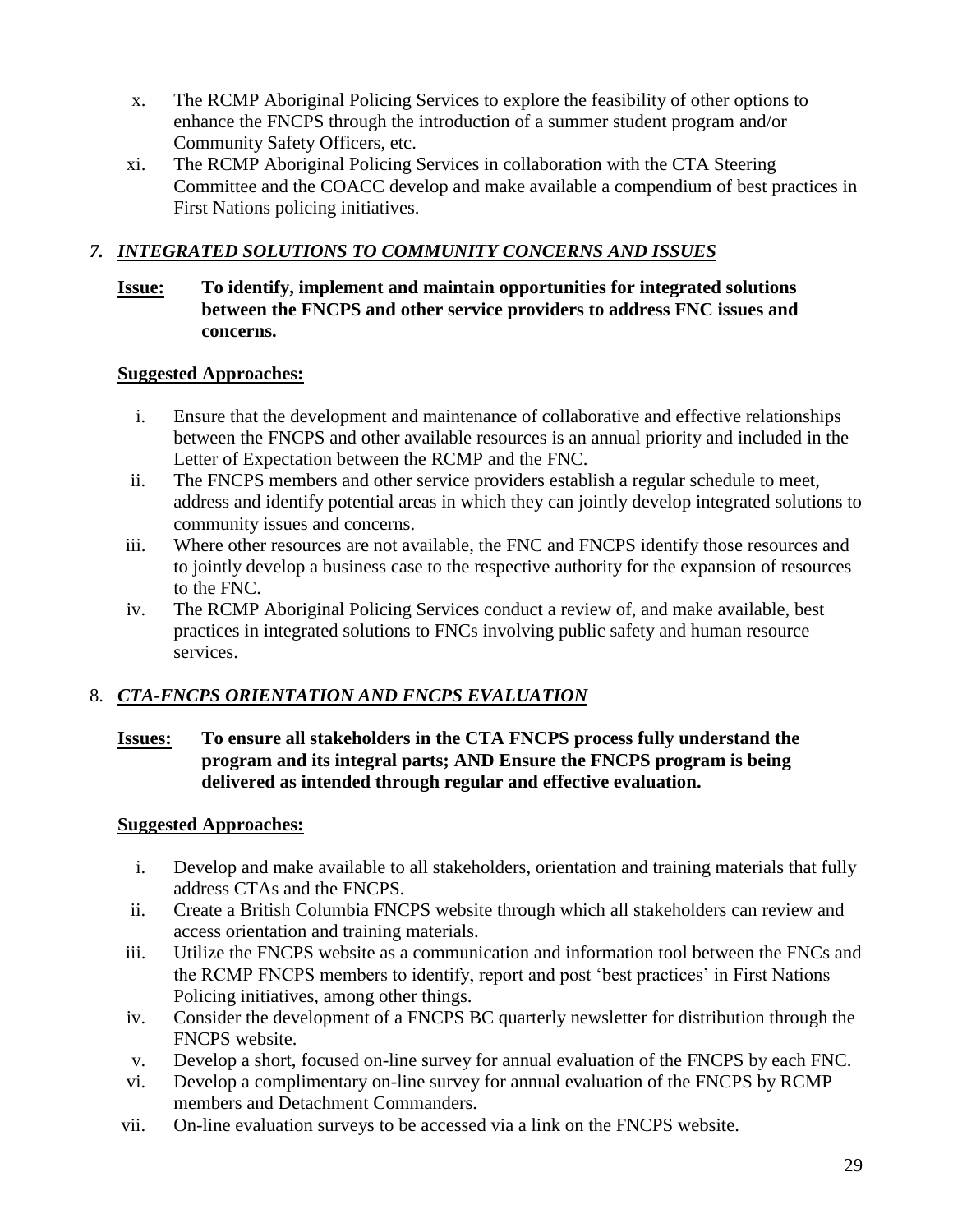x. The RCMP Aboriginal Policing Services to explore the feasibility of other options to enhance the FNCPS through the introduction of a summer student program and/or Community Safety Officers, etc.

xi. The RCMP Aboriginal Policing Services in collaboration with the CTA Steering Committee and the COACC develop and make available a compendium of best practices in First Nations policing initiatives.

## *7. INTEGRATED SOLUTIONS TO COMMUNITY CONCERNS AND ISSUES*

**Issue:** **To identify, implement and maintain opportunities for integrated solutions between the FNCPS and other service providers to address FNC issues and concerns.**

**Suggested Approaches:**

i. Ensure that the development and maintenance of collaborative and effective relationships between the FNCPS and other available resources is an annual priority and included in the Letter of Expectation between the RCMP and the FNC.

ii. The FNCPS members and other service providers establish a regular schedule to meet, address and identify potential areas in which they can jointly develop integrated solutions to community issues and concerns.

iii. Where other resources are not available, the FNC and FNCPS identify those resources and to jointly develop a business case to the respective authority for the expansion of resources to the FNC.

iv. The RCMP Aboriginal Policing Services conduct a review of, and make available, best practices in integrated solutions to FNCs involving public safety and human resource services.

## 8. *CTA-FNCPS ORIENTATION AND FNCPS EVALUATION*

**Issues:** **To ensure all stakeholders in the CTA FNCPS process fully understand the program and its integral parts; AND Ensure the FNCPS program is being delivered as intended through regular and effective evaluation.**

**Suggested Approaches:**

i. Develop and make available to all stakeholders, orientation and training materials that fully address CTAs and the FNCPS.

ii. Create a British Columbia FNCPS website through which all stakeholders can review and access orientation and training materials.

iii. Utilize the FNCPS website as a communication and information tool between the FNCs and the RCMP FNCPS members to identify, report and post 'best practices' in First Nations Policing initiatives, among other things.

iv. Consider the development of a FNCPS BC quarterly newsletter for distribution through the FNCPS website.

v. Develop a short, focused on-line survey for annual evaluation of the FNCPS by each FNC.

vi. Develop a complimentary on-line survey for annual evaluation of the FNCPS by RCMP members and Detachment Commanders.

vii. On-line evaluation surveys to be accessed via a link on the FNCPS website.